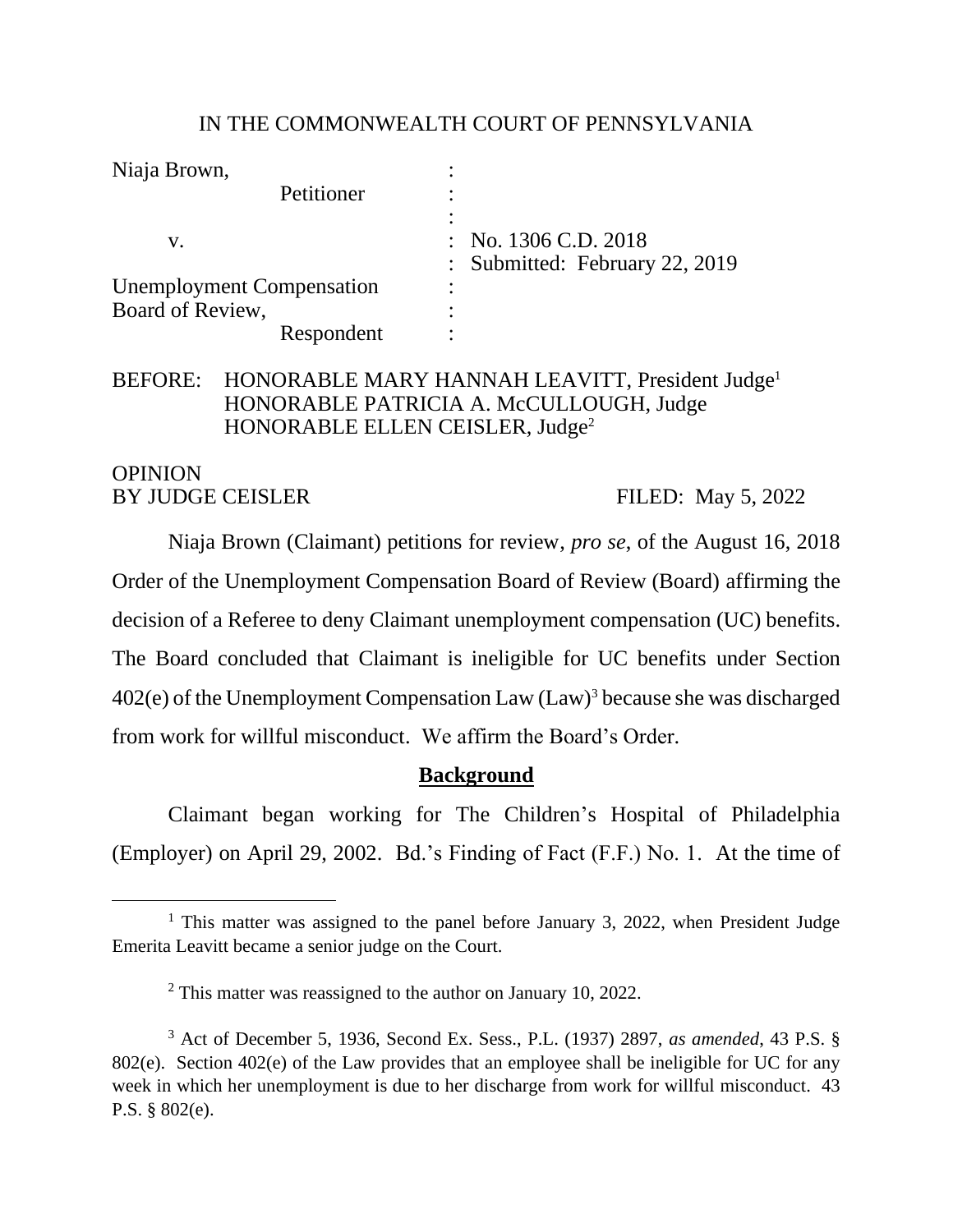IN THE COMMONWEALTH COURT OF PENNSYLVANIA

| | | |
|---|---|---|
| Niaja Brown, | : | |
| Petitioner | : | |
| | : | |
| v. | : | No. 1306 C.D. 2018 |
| | : | Submitted: February 22, 2019 |
| Unemployment Compensation | : | |
| Board of Review, | : | |
| Respondent | : | |

BEFORE: HONORABLE MARY HANNAH LEAVITT, President Judge[1]
HONORABLE PATRICIA A. McCULLOUGH, Judge
HONORABLE ELLEN CEISLER, Judge[2]

OPINION
BY JUDGE CEISLER FILED: May 5, 2022

Niaja Brown (Claimant) petitions for review, *pro se*, of the August 16, 2018 Order of the Unemployment Compensation Board of Review (Board) affirming the decision of a Referee to deny Claimant unemployment compensation (UC) benefits. The Board concluded that Claimant is ineligible for UC benefits under Section 402(e) of the Unemployment Compensation Law (Law)[3] because she was discharged from work for willful misconduct. We affirm the Board's Order.

**Background**

Claimant began working for The Children's Hospital of Philadelphia (Employer) on April 29, 2002. Bd.'s Finding of Fact (F.F.) No. 1. At the time of

[1] This matter was assigned to the panel before January 3, 2022, when President Judge Emerita Leavitt became a senior judge on the Court.

[2] This matter was reassigned to the author on January 10, 2022.

[3] Act of December 5, 1936, Second Ex. Sess., P.L. (1937) 2897, *as amended*, 43 P.S. § 802(e). Section 402(e) of the Law provides that an employee shall be ineligible for UC for any week in which her unemployment is due to her discharge from work for willful misconduct. 43 P.S. § 802(e).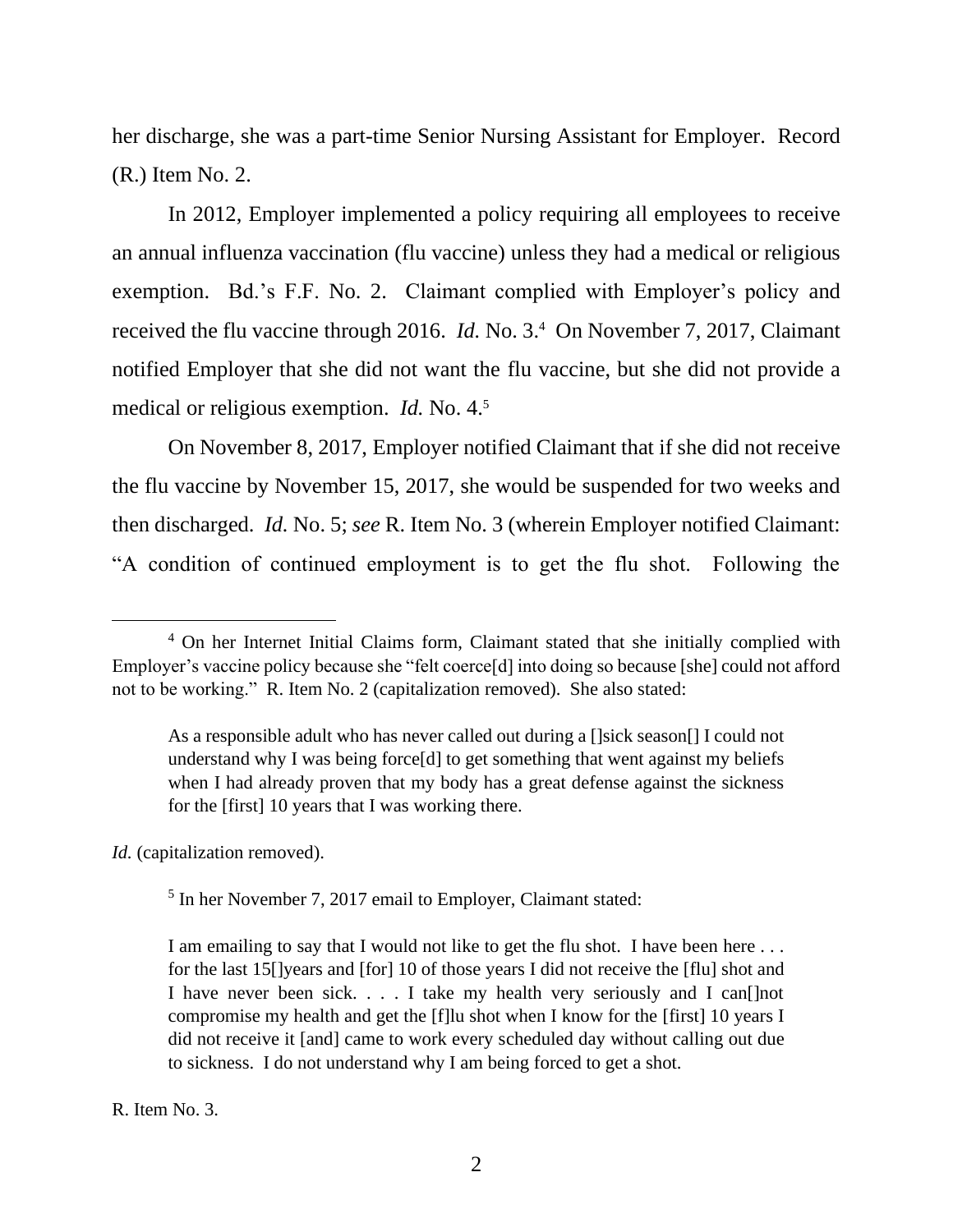her discharge, she was a part-time Senior Nursing Assistant for Employer. Record (R.) Item No. 2.

In 2012, Employer implemented a policy requiring all employees to receive an annual influenza vaccination (flu vaccine) unless they had a medical or religious exemption. Bd.'s F.F. No. 2. Claimant complied with Employer's policy and received the flu vaccine through 2016. *Id.* No. 3.[4] On November 7, 2017, Claimant notified Employer that she did not want the flu vaccine, but she did not provide a medical or religious exemption. *Id.* No. 4.[5]

On November 8, 2017, Employer notified Claimant that if she did not receive the flu vaccine by November 15, 2017, she would be suspended for two weeks and then discharged. *Id.* No. 5; *see* R. Item No. 3 (wherein Employer notified Claimant: "A condition of continued employment is to get the flu shot. Following the

---

[4] On her Internet Initial Claims form, Claimant stated that she initially complied with Employer's vaccine policy because she "felt coerce[d] into doing so because [she] could not afford not to be working." R. Item No. 2 (capitalization removed). She also stated:

> As a responsible adult who has never called out during a []sick season[] I could not understand why I was being force[d] to get something that went against my beliefs when I had already proven that my body has a great defense against the sickness for the [first] 10 years that I was working there.

*Id.* (capitalization removed).

[5] In her November 7, 2017 email to Employer, Claimant stated:

> I am emailing to say that I would not like to get the flu shot. I have been here . . . for the last 15[]years and [for] 10 of those years I did not receive the [flu] shot and I have never been sick. . . . I take my health very seriously and I can[]not compromise my health and get the [f]lu shot when I know for the [first] 10 years I did not receive it [and] came to work every scheduled day without calling out due to sickness. I do not understand why I am being forced to get a shot.

R. Item No. 3.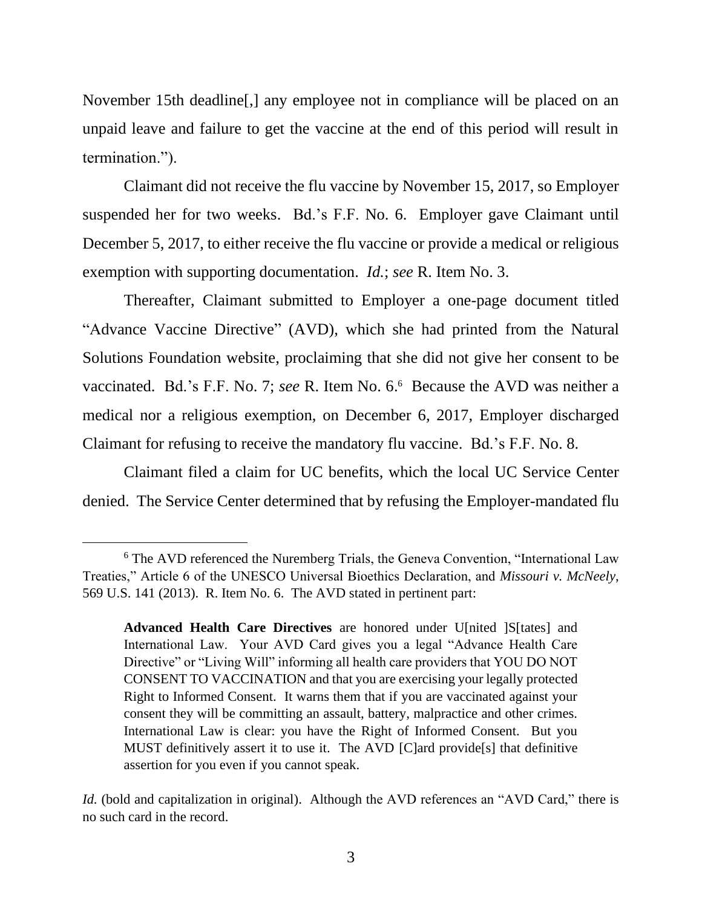November 15th deadline[,] any employee not in compliance will be placed on an unpaid leave and failure to get the vaccine at the end of this period will result in termination.").

Claimant did not receive the flu vaccine by November 15, 2017, so Employer suspended her for two weeks. Bd.'s F.F. No. 6. Employer gave Claimant until December 5, 2017, to either receive the flu vaccine or provide a medical or religious exemption with supporting documentation. *Id.*; *see* R. Item No. 3.

Thereafter, Claimant submitted to Employer a one-page document titled "Advance Vaccine Directive" (AVD), which she had printed from the Natural Solutions Foundation website, proclaiming that she did not give her consent to be vaccinated. Bd.'s F.F. No. 7; *see* R. Item No. 6.[6] Because the AVD was neither a medical nor a religious exemption, on December 6, 2017, Employer discharged Claimant for refusing to receive the mandatory flu vaccine. Bd.'s F.F. No. 8.

Claimant filed a claim for UC benefits, which the local UC Service Center denied. The Service Center determined that by refusing the Employer-mandated flu

---

[6] The AVD referenced the Nuremberg Trials, the Geneva Convention, "International Law Treaties," Article 6 of the UNESCO Universal Bioethics Declaration, and *Missouri v. McNeely*, 569 U.S. 141 (2013). R. Item No. 6. The AVD stated in pertinent part:

> **Advanced Health Care Directives** are honored under U[nited ]S[tates] and International Law. Your AVD Card gives you a legal "Advance Health Care Directive" or "Living Will" informing all health care providers that YOU DO NOT CONSENT TO VACCINATION and that you are exercising your legally protected Right to Informed Consent. It warns them that if you are vaccinated against your consent they will be committing an assault, battery, malpractice and other crimes. International Law is clear: you have the Right of Informed Consent. But you MUST definitively assert it to use it. The AVD [C]ard provide[s] that definitive assertion for you even if you cannot speak.

*Id.* (bold and capitalization in original). Although the AVD references an "AVD Card," there is no such card in the record.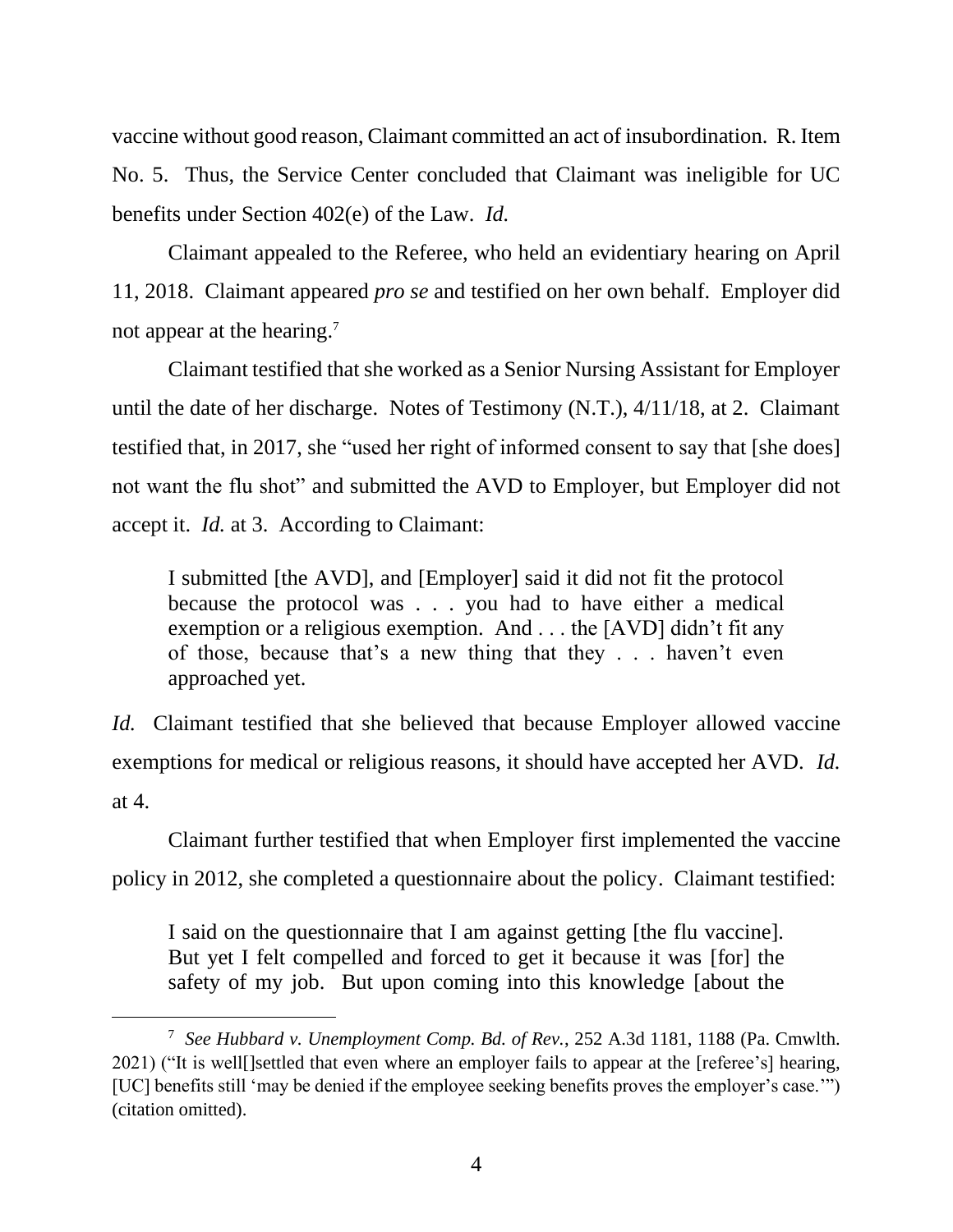vaccine without good reason, Claimant committed an act of insubordination. R. Item No. 5. Thus, the Service Center concluded that Claimant was ineligible for UC benefits under Section 402(e) of the Law. *Id.*

Claimant appealed to the Referee, who held an evidentiary hearing on April 11, 2018. Claimant appeared *pro se* and testified on her own behalf. Employer did not appear at the hearing.[7]

Claimant testified that she worked as a Senior Nursing Assistant for Employer until the date of her discharge. Notes of Testimony (N.T.), 4/11/18, at 2. Claimant testified that, in 2017, she "used her right of informed consent to say that [she does] not want the flu shot" and submitted the AVD to Employer, but Employer did not accept it. *Id.* at 3. According to Claimant:

> I submitted [the AVD], and [Employer] said it did not fit the protocol because the protocol was . . . you had to have either a medical exemption or a religious exemption. And . . . the [AVD] didn't fit any of those, because that's a new thing that they . . . haven't even approached yet.

*Id.* Claimant testified that she believed that because Employer allowed vaccine exemptions for medical or religious reasons, it should have accepted her AVD. *Id.* at 4.

Claimant further testified that when Employer first implemented the vaccine policy in 2012, she completed a questionnaire about the policy. Claimant testified:

> I said on the questionnaire that I am against getting [the flu vaccine]. But yet I felt compelled and forced to get it because it was [for] the safety of my job. But upon coming into this knowledge [about the

---

[7] *See Hubbard v. Unemployment Comp. Bd. of Rev.*, 252 A.3d 1181, 1188 (Pa. Cmwlth. 2021) ("It is well[]settled that even where an employer fails to appear at the [referee's] hearing, [UC] benefits still 'may be denied if the employee seeking benefits proves the employer's case.'") (citation omitted).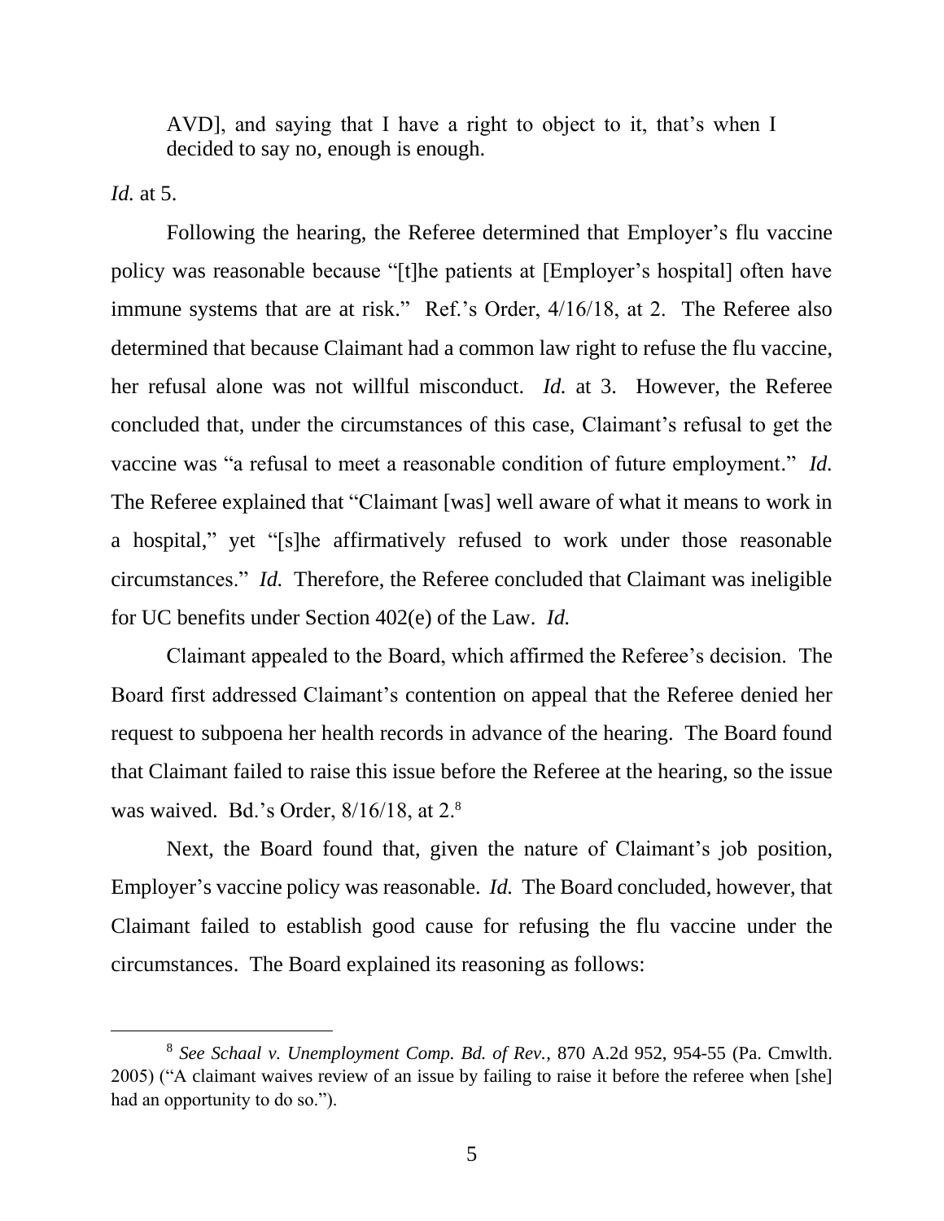> AVD], and saying that I have a right to object to it, that's when I decided to say no, enough is enough.

*Id.* at 5.

Following the hearing, the Referee determined that Employer's flu vaccine policy was reasonable because "[t]he patients at [Employer's hospital] often have immune systems that are at risk." Ref.'s Order, 4/16/18, at 2. The Referee also determined that because Claimant had a common law right to refuse the flu vaccine, her refusal alone was not willful misconduct. *Id.* at 3. However, the Referee concluded that, under the circumstances of this case, Claimant's refusal to get the vaccine was "a refusal to meet a reasonable condition of future employment." *Id.* The Referee explained that "Claimant [was] well aware of what it means to work in a hospital," yet "[s]he affirmatively refused to work under those reasonable circumstances." *Id.* Therefore, the Referee concluded that Claimant was ineligible for UC benefits under Section 402(e) of the Law. *Id.*

Claimant appealed to the Board, which affirmed the Referee's decision. The Board first addressed Claimant's contention on appeal that the Referee denied her request to subpoena her health records in advance of the hearing. The Board found that Claimant failed to raise this issue before the Referee at the hearing, so the issue was waived. Bd.'s Order, 8/16/18, at 2.[8]

Next, the Board found that, given the nature of Claimant's job position, Employer's vaccine policy was reasonable. *Id.* The Board concluded, however, that Claimant failed to establish good cause for refusing the flu vaccine under the circumstances. The Board explained its reasoning as follows:

---

[8] *See Schaal v. Unemployment Comp. Bd. of Rev.*, 870 A.2d 952, 954-55 (Pa. Cmwlth. 2005) ("A claimant waives review of an issue by failing to raise it before the referee when [she] had an opportunity to do so.").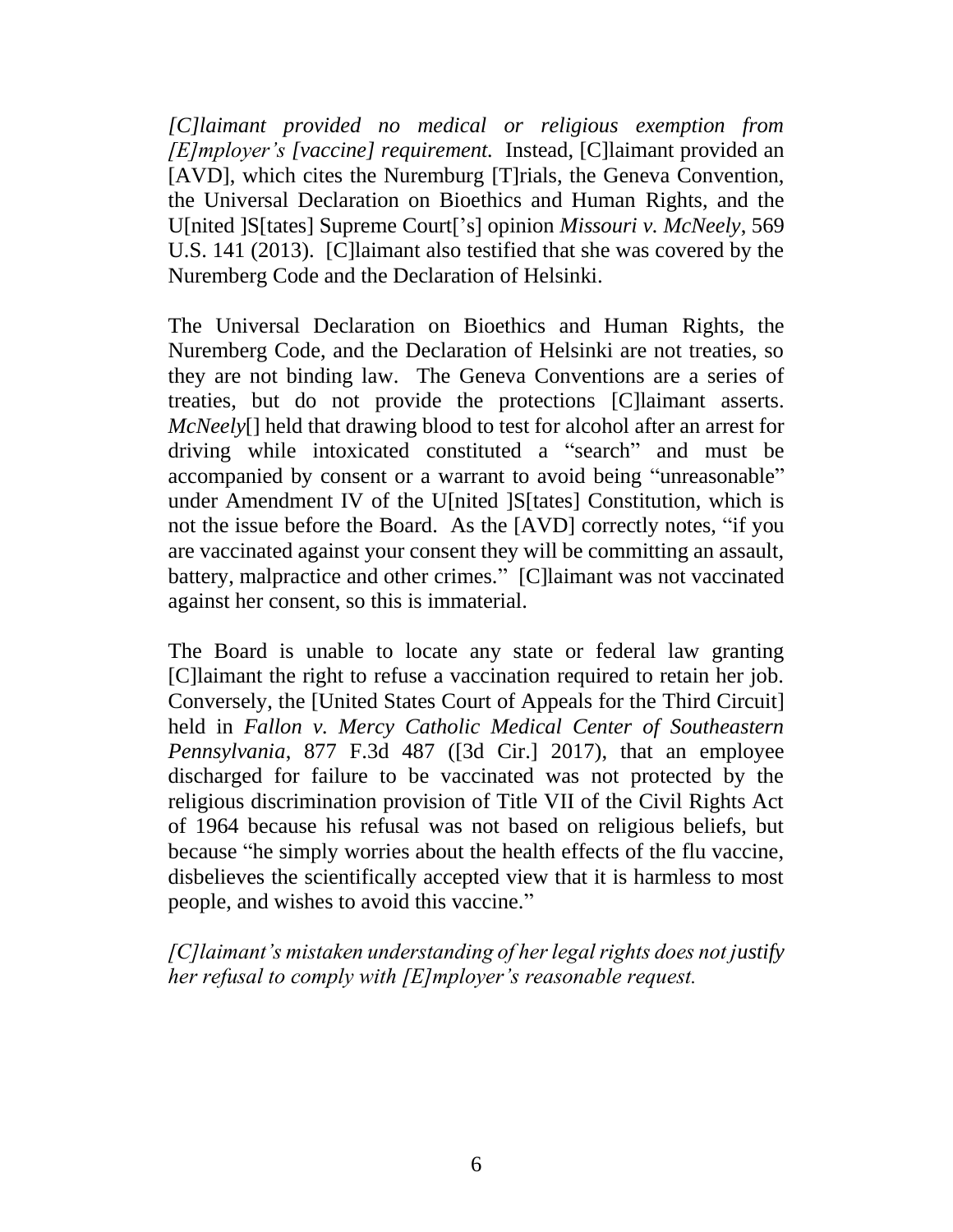*[C]laimant provided no medical or religious exemption from [E]mployer's [vaccine] requirement.* Instead, [C]laimant provided an [AVD], which cites the Nuremburg [T]rials, the Geneva Convention, the Universal Declaration on Bioethics and Human Rights, and the U[nited ]S[tates] Supreme Court['s] opinion *Missouri v. McNeely*, 569 U.S. 141 (2013). [C]laimant also testified that she was covered by the Nuremberg Code and the Declaration of Helsinki.

The Universal Declaration on Bioethics and Human Rights, the Nuremberg Code, and the Declaration of Helsinki are not treaties, so they are not binding law. The Geneva Conventions are a series of treaties, but do not provide the protections [C]laimant asserts. *McNeely*[] held that drawing blood to test for alcohol after an arrest for driving while intoxicated constituted a "search" and must be accompanied by consent or a warrant to avoid being "unreasonable" under Amendment IV of the U[nited ]S[tates] Constitution, which is not the issue before the Board. As the [AVD] correctly notes, "if you are vaccinated against your consent they will be committing an assault, battery, malpractice and other crimes." [C]laimant was not vaccinated against her consent, so this is immaterial.

The Board is unable to locate any state or federal law granting [C]laimant the right to refuse a vaccination required to retain her job. Conversely, the [United States Court of Appeals for the Third Circuit] held in *Fallon v. Mercy Catholic Medical Center of Southeastern Pennsylvania*, 877 F.3d 487 ([3d Cir.] 2017), that an employee discharged for failure to be vaccinated was not protected by the religious discrimination provision of Title VII of the Civil Rights Act of 1964 because his refusal was not based on religious beliefs, but because "he simply worries about the health effects of the flu vaccine, disbelieves the scientifically accepted view that it is harmless to most people, and wishes to avoid this vaccine."

*[C]laimant's mistaken understanding of her legal rights does not justify her refusal to comply with [E]mployer's reasonable request.*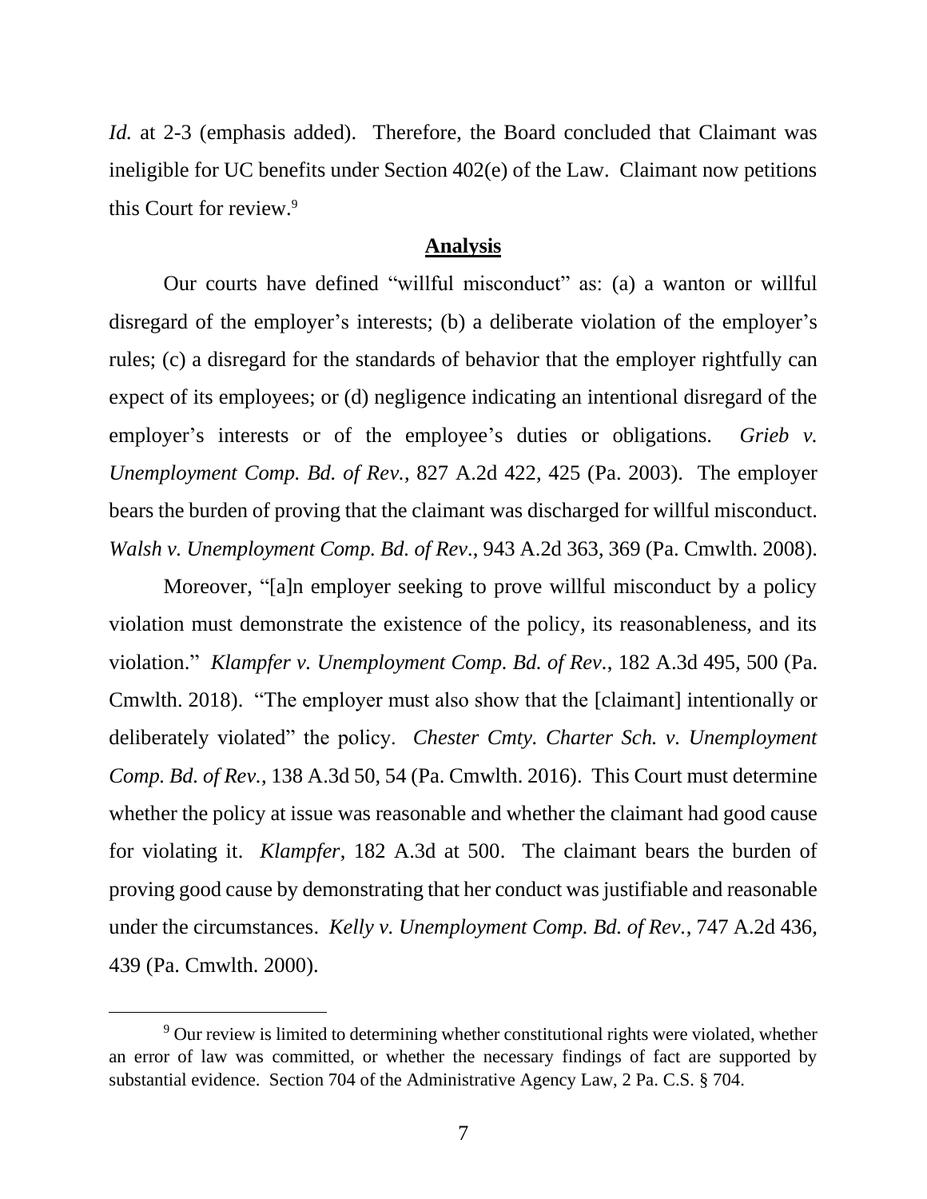*Id.* at 2-3 (emphasis added). Therefore, the Board concluded that Claimant was ineligible for UC benefits under Section 402(e) of the Law. Claimant now petitions this Court for review.[9]

## Analysis

Our courts have defined "willful misconduct" as: (a) a wanton or willful disregard of the employer's interests; (b) a deliberate violation of the employer's rules; (c) a disregard for the standards of behavior that the employer rightfully can expect of its employees; or (d) negligence indicating an intentional disregard of the employer's interests or of the employee's duties or obligations. *Grieb v. Unemployment Comp. Bd. of Rev.*, 827 A.2d 422, 425 (Pa. 2003). The employer bears the burden of proving that the claimant was discharged for willful misconduct. *Walsh v. Unemployment Comp. Bd. of Rev*., 943 A.2d 363, 369 (Pa. Cmwlth. 2008).

Moreover, "[a]n employer seeking to prove willful misconduct by a policy violation must demonstrate the existence of the policy, its reasonableness, and its violation." *Klampfer v. Unemployment Comp. Bd. of Rev*., 182 A.3d 495, 500 (Pa. Cmwlth. 2018). "The employer must also show that the [claimant] intentionally or deliberately violated" the policy. *Chester Cmty. Charter Sch. v. Unemployment Comp. Bd. of Rev.*, 138 A.3d 50, 54 (Pa. Cmwlth. 2016). This Court must determine whether the policy at issue was reasonable and whether the claimant had good cause for violating it. *Klampfer*, 182 A.3d at 500. The claimant bears the burden of proving good cause by demonstrating that her conduct was justifiable and reasonable under the circumstances. *Kelly v. Unemployment Comp. Bd. of Rev.*, 747 A.2d 436, 439 (Pa. Cmwlth. 2000).

---

[9] Our review is limited to determining whether constitutional rights were violated, whether an error of law was committed, or whether the necessary findings of fact are supported by substantial evidence. Section 704 of the Administrative Agency Law, 2 Pa. C.S. § 704.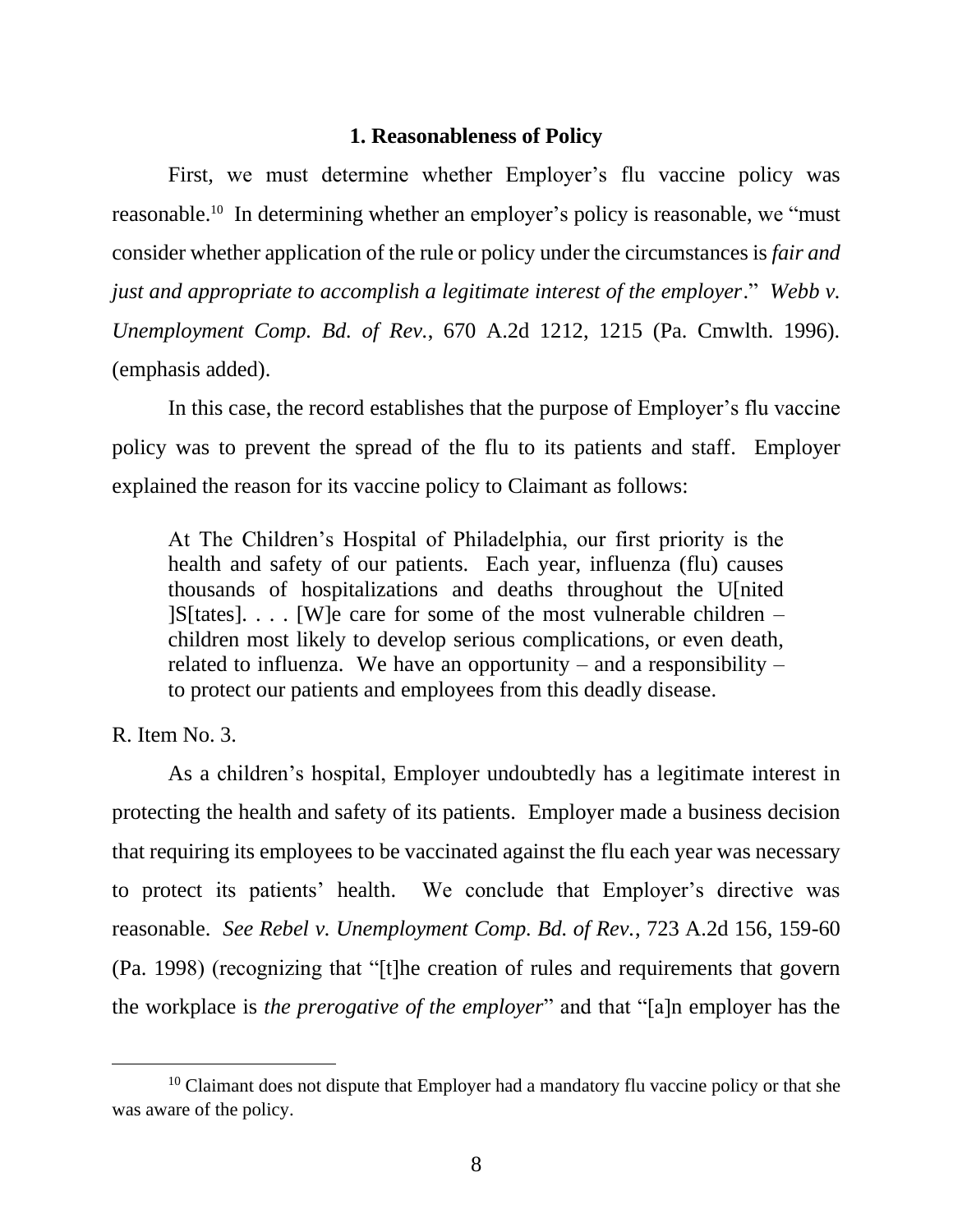### 1. Reasonableness of Policy

First, we must determine whether Employer's flu vaccine policy was reasonable.[10] In determining whether an employer's policy is reasonable, we "must consider whether application of the rule or policy under the circumstances is *fair and just and appropriate to accomplish a legitimate interest of the employer*." *Webb v. Unemployment Comp. Bd. of Rev.*, 670 A.2d 1212, 1215 (Pa. Cmwlth. 1996). (emphasis added).

In this case, the record establishes that the purpose of Employer's flu vaccine policy was to prevent the spread of the flu to its patients and staff. Employer explained the reason for its vaccine policy to Claimant as follows:

> At The Children's Hospital of Philadelphia, our first priority is the health and safety of our patients. Each year, influenza (flu) causes thousands of hospitalizations and deaths throughout the U[nited ]S[tates]. . . . [W]e care for some of the most vulnerable children – children most likely to develop serious complications, or even death, related to influenza. We have an opportunity – and a responsibility – to protect our patients and employees from this deadly disease.

R. Item No. 3.

As a children's hospital, Employer undoubtedly has a legitimate interest in protecting the health and safety of its patients. Employer made a business decision that requiring its employees to be vaccinated against the flu each year was necessary to protect its patients' health. We conclude that Employer's directive was reasonable. *See Rebel v. Unemployment Comp. Bd. of Rev.*, 723 A.2d 156, 159-60 (Pa. 1998) (recognizing that "[t]he creation of rules and requirements that govern the workplace is *the prerogative of the employer*" and that "[a]n employer has the

---

[10] Claimant does not dispute that Employer had a mandatory flu vaccine policy or that she was aware of the policy.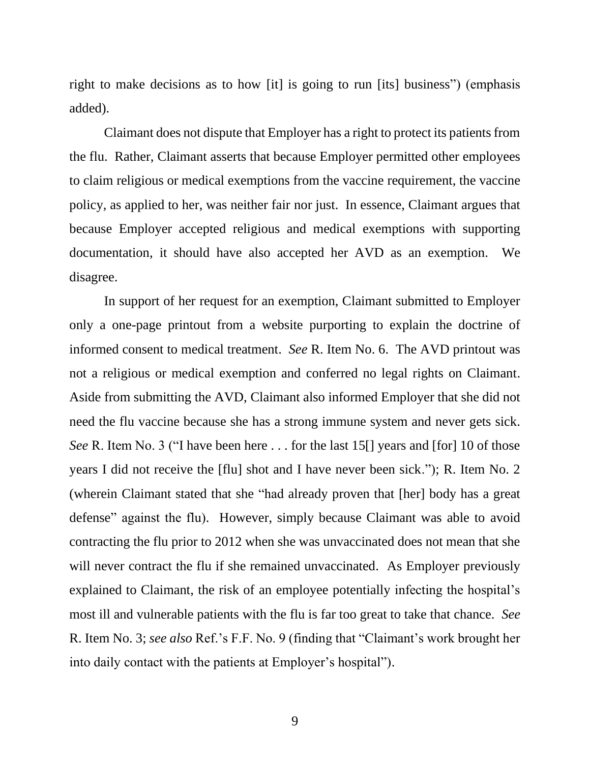right to make decisions as to how [it] is going to run [its] business") (emphasis added).

Claimant does not dispute that Employer has a right to protect its patients from the flu. Rather, Claimant asserts that because Employer permitted other employees to claim religious or medical exemptions from the vaccine requirement, the vaccine policy, as applied to her, was neither fair nor just. In essence, Claimant argues that because Employer accepted religious and medical exemptions with supporting documentation, it should have also accepted her AVD as an exemption. We disagree.

In support of her request for an exemption, Claimant submitted to Employer only a one-page printout from a website purporting to explain the doctrine of informed consent to medical treatment. *See* R. Item No. 6. The AVD printout was not a religious or medical exemption and conferred no legal rights on Claimant. Aside from submitting the AVD, Claimant also informed Employer that she did not need the flu vaccine because she has a strong immune system and never gets sick. *See* R. Item No. 3 ("I have been here . . . for the last 15[] years and [for] 10 of those years I did not receive the [flu] shot and I have never been sick."); R. Item No. 2 (wherein Claimant stated that she "had already proven that [her] body has a great defense" against the flu). However, simply because Claimant was able to avoid contracting the flu prior to 2012 when she was unvaccinated does not mean that she will never contract the flu if she remained unvaccinated. As Employer previously explained to Claimant, the risk of an employee potentially infecting the hospital's most ill and vulnerable patients with the flu is far too great to take that chance. *See* R. Item No. 3; *see also* Ref.'s F.F. No. 9 (finding that "Claimant's work brought her into daily contact with the patients at Employer's hospital").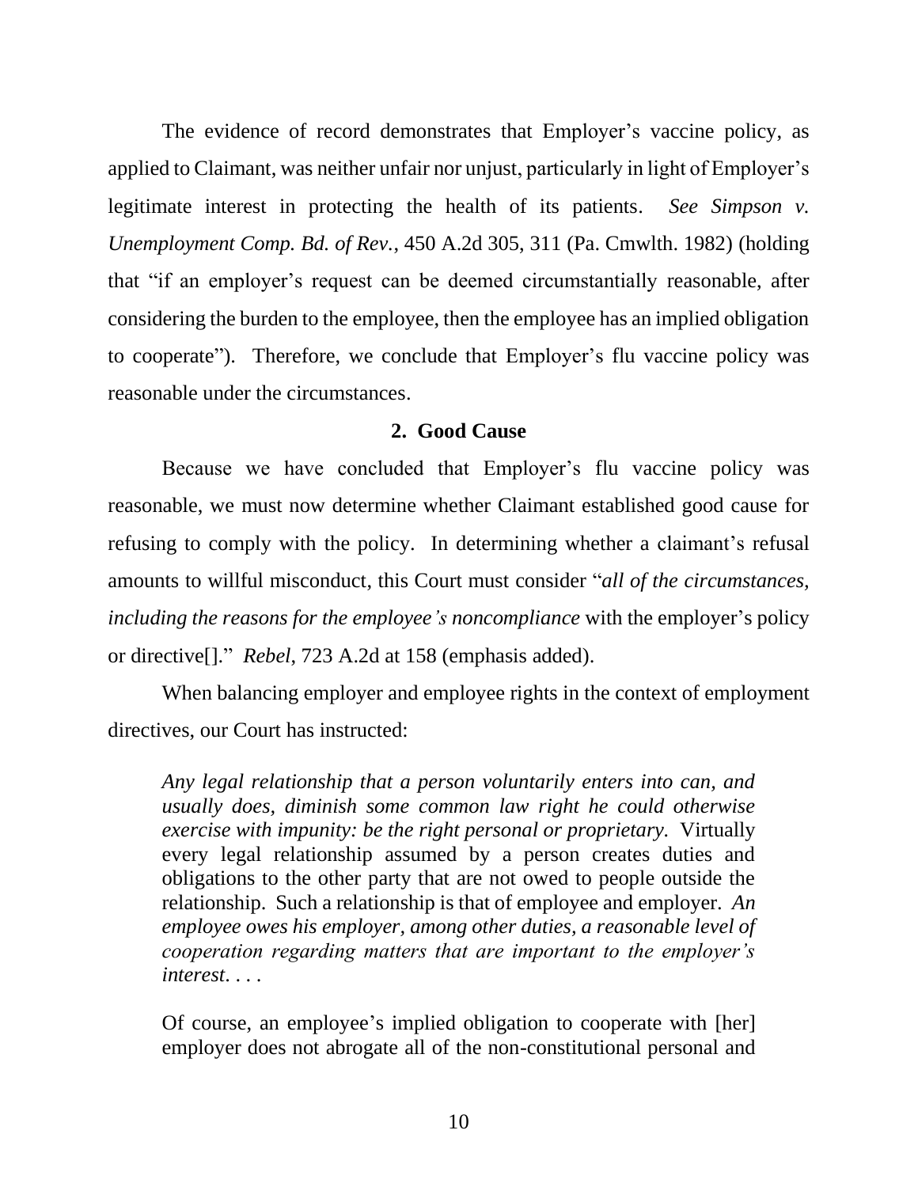The evidence of record demonstrates that Employer's vaccine policy, as applied to Claimant, was neither unfair nor unjust, particularly in light of Employer's legitimate interest in protecting the health of its patients. *See Simpson v. Unemployment Comp. Bd. of Rev.*, 450 A.2d 305, 311 (Pa. Cmwlth. 1982) (holding that "if an employer's request can be deemed circumstantially reasonable, after considering the burden to the employee, then the employee has an implied obligation to cooperate"). Therefore, we conclude that Employer's flu vaccine policy was reasonable under the circumstances.

## 2. Good Cause

Because we have concluded that Employer's flu vaccine policy was reasonable, we must now determine whether Claimant established good cause for refusing to comply with the policy. In determining whether a claimant's refusal amounts to willful misconduct, this Court must consider "*all of the circumstances, including the reasons for the employee's noncompliance* with the employer's policy or directive[]." *Rebel*, 723 A.2d at 158 (emphasis added).

When balancing employer and employee rights in the context of employment directives, our Court has instructed:

> *Any legal relationship that a person voluntarily enters into can, and usually does, diminish some common law right he could otherwise exercise with impunity: be the right personal or proprietary.* Virtually every legal relationship assumed by a person creates duties and obligations to the other party that are not owed to people outside the relationship. Such a relationship is that of employee and employer. *An employee owes his employer, among other duties, a reasonable level of cooperation regarding matters that are important to the employer's interest*. . . .
>
> Of course, an employee's implied obligation to cooperate with [her] employer does not abrogate all of the non-constitutional personal and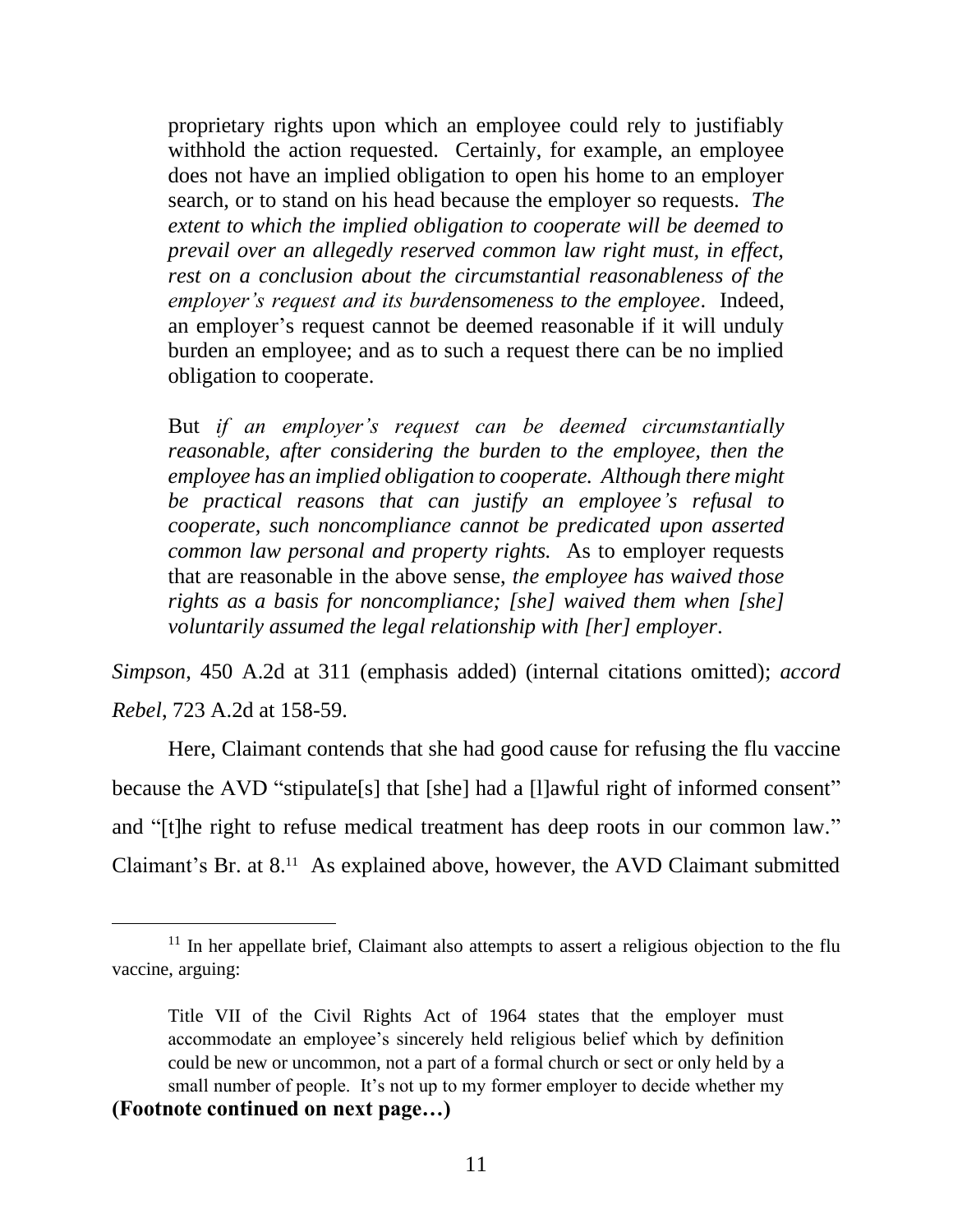> proprietary rights upon which an employee could rely to justifiably withhold the action requested. Certainly, for example, an employee does not have an implied obligation to open his home to an employer search, or to stand on his head because the employer so requests. *The extent to which the implied obligation to cooperate will be deemed to prevail over an allegedly reserved common law right must, in effect, rest on a conclusion about the circumstantial reasonableness of the employer's request and its burdensomeness to the employee*. Indeed, an employer's request cannot be deemed reasonable if it will unduly burden an employee; and as to such a request there can be no implied obligation to cooperate.
>
> But *if an employer's request can be deemed circumstantially reasonable, after considering the burden to the employee, then the employee has an implied obligation to cooperate. Although there might be practical reasons that can justify an employee's refusal to cooperate, such noncompliance cannot be predicated upon asserted common law personal and property rights.* As to employer requests that are reasonable in the above sense, *the employee has waived those rights as a basis for noncompliance; [she] waived them when [she] voluntarily assumed the legal relationship with [her] employer*.

*Simpson*, 450 A.2d at 311 (emphasis added) (internal citations omitted); *accord Rebel*, 723 A.2d at 158-59.

Here, Claimant contends that she had good cause for refusing the flu vaccine because the AVD "stipulate[s] that [she] had a [l]awful right of informed consent" and "[t]he right to refuse medical treatment has deep roots in our common law." Claimant's Br. at 8.[11] As explained above, however, the AVD Claimant submitted

---

[11] In her appellate brief, Claimant also attempts to assert a religious objection to the flu vaccine, arguing:

> Title VII of the Civil Rights Act of 1964 states that the employer must accommodate an employee's sincerely held religious belief which by definition could be new or uncommon, not a part of a formal church or sect or only held by a small number of people. It's not up to my former employer to decide whether my

**(Footnote continued on next page…)**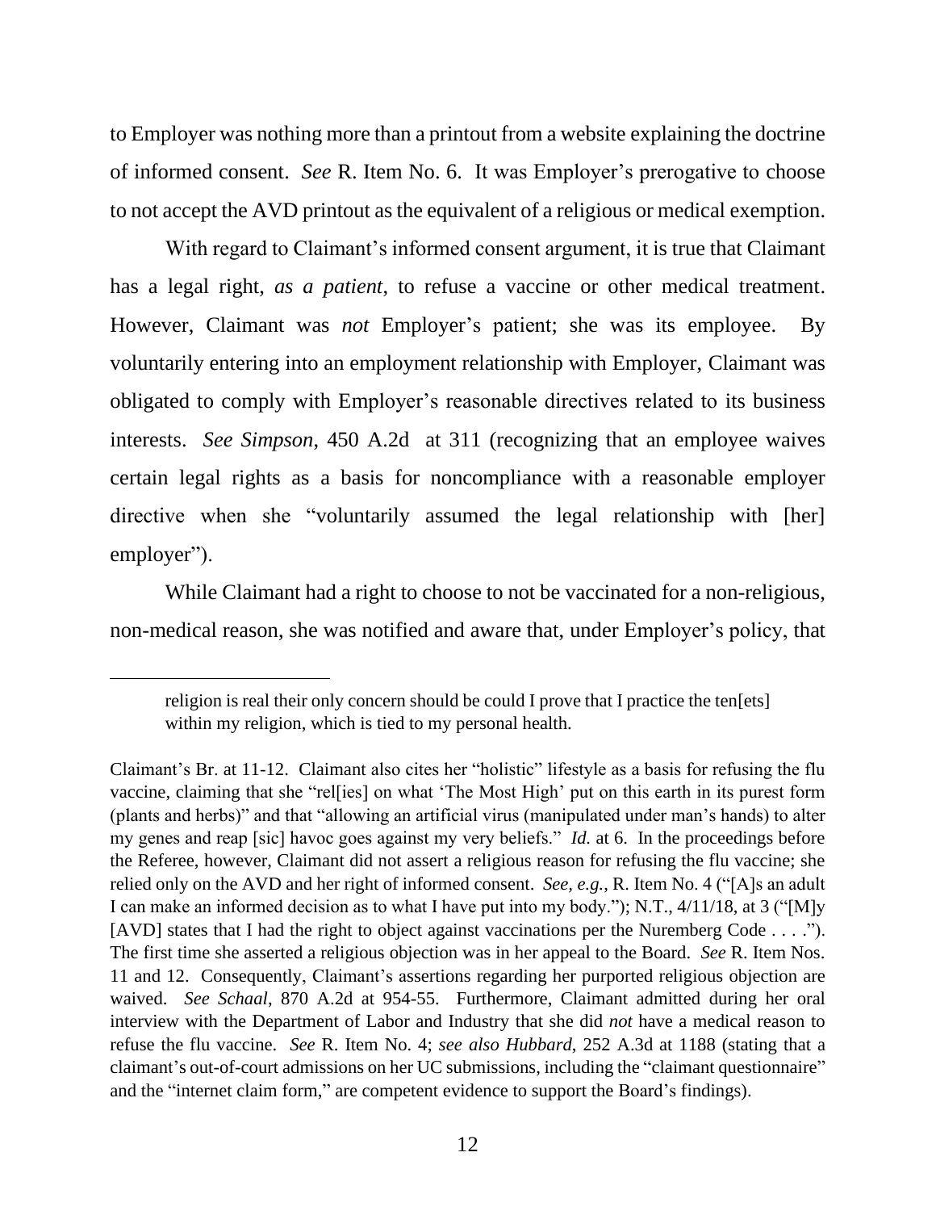to Employer was nothing more than a printout from a website explaining the doctrine of informed consent. *See* R. Item No. 6. It was Employer's prerogative to choose to not accept the AVD printout as the equivalent of a religious or medical exemption.

With regard to Claimant's informed consent argument, it is true that Claimant has a legal right, *as a patient*, to refuse a vaccine or other medical treatment. However, Claimant was *not* Employer's patient; she was its employee. By voluntarily entering into an employment relationship with Employer, Claimant was obligated to comply with Employer's reasonable directives related to its business interests. *See Simpson*, 450 A.2d at 311 (recognizing that an employee waives certain legal rights as a basis for noncompliance with a reasonable employer directive when she "voluntarily assumed the legal relationship with [her] employer").

While Claimant had a right to choose to not be vaccinated for a non-religious, non-medical reason, she was notified and aware that, under Employer's policy, that

---

> religion is real their only concern should be could I prove that I practice the ten[ets] within my religion, which is tied to my personal health.

Claimant's Br. at 11-12. Claimant also cites her "holistic" lifestyle as a basis for refusing the flu vaccine, claiming that she "rel[ies] on what 'The Most High' put on this earth in its purest form (plants and herbs)" and that "allowing an artificial virus (manipulated under man's hands) to alter my genes and reap [sic] havoc goes against my very beliefs." *Id.* at 6. In the proceedings before the Referee, however, Claimant did not assert a religious reason for refusing the flu vaccine; she relied only on the AVD and her right of informed consent. *See, e.g.*, R. Item No. 4 ("[A]s an adult I can make an informed decision as to what I have put into my body."); N.T., 4/11/18, at 3 ("[M]y [AVD] states that I had the right to object against vaccinations per the Nuremberg Code . . . ."). The first time she asserted a religious objection was in her appeal to the Board. *See* R. Item Nos. 11 and 12. Consequently, Claimant's assertions regarding her purported religious objection are waived. *See Schaal*, 870 A.2d at 954-55. Furthermore, Claimant admitted during her oral interview with the Department of Labor and Industry that she did *not* have a medical reason to refuse the flu vaccine. *See* R. Item No. 4; *see also Hubbard*, 252 A.3d at 1188 (stating that a claimant's out-of-court admissions on her UC submissions, including the "claimant questionnaire" and the "internet claim form," are competent evidence to support the Board's findings).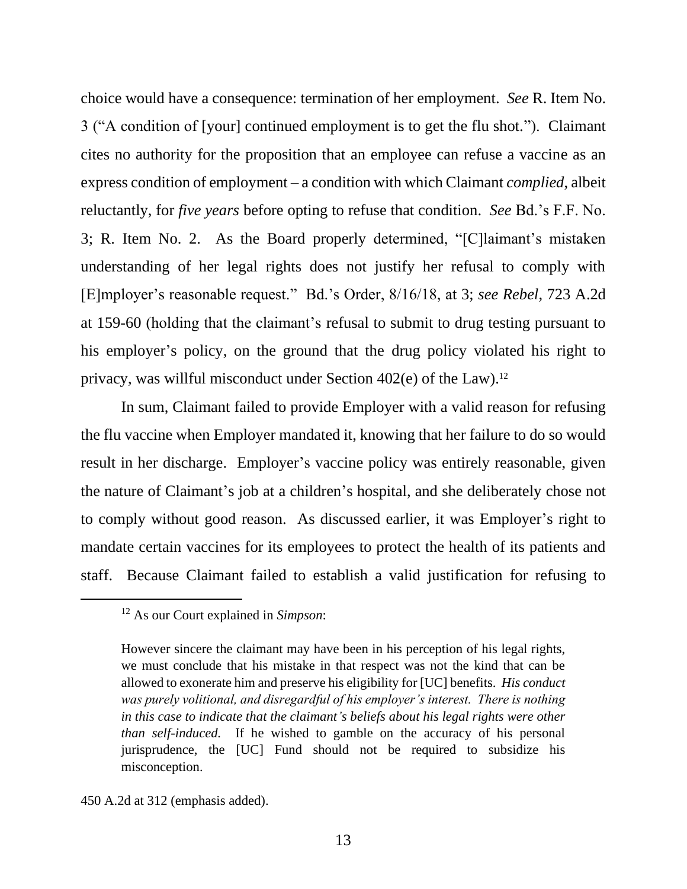choice would have a consequence: termination of her employment. *See* R. Item No. 3 ("A condition of [your] continued employment is to get the flu shot."). Claimant cites no authority for the proposition that an employee can refuse a vaccine as an express condition of employment – a condition with which Claimant *complied*, albeit reluctantly, for *five years* before opting to refuse that condition. *See* Bd.'s F.F. No. 3; R. Item No. 2. As the Board properly determined, "[C]laimant's mistaken understanding of her legal rights does not justify her refusal to comply with [E]mployer's reasonable request." Bd.'s Order, 8/16/18, at 3; *see Rebel*, 723 A.2d at 159-60 (holding that the claimant's refusal to submit to drug testing pursuant to his employer's policy, on the ground that the drug policy violated his right to privacy, was willful misconduct under Section 402(e) of the Law).[12]

In sum, Claimant failed to provide Employer with a valid reason for refusing the flu vaccine when Employer mandated it, knowing that her failure to do so would result in her discharge. Employer's vaccine policy was entirely reasonable, given the nature of Claimant's job at a children's hospital, and she deliberately chose not to comply without good reason. As discussed earlier, it was Employer's right to mandate certain vaccines for its employees to protect the health of its patients and staff. Because Claimant failed to establish a valid justification for refusing to

---

[12] As our Court explained in *Simpson*:

> However sincere the claimant may have been in his perception of his legal rights, we must conclude that his mistake in that respect was not the kind that can be allowed to exonerate him and preserve his eligibility for [UC] benefits. *His conduct was purely volitional, and disregardful of his employer's interest. There is nothing in this case to indicate that the claimant's beliefs about his legal rights were other than self-induced.* If he wished to gamble on the accuracy of his personal jurisprudence, the [UC] Fund should not be required to subsidize his misconception.

450 A.2d at 312 (emphasis added).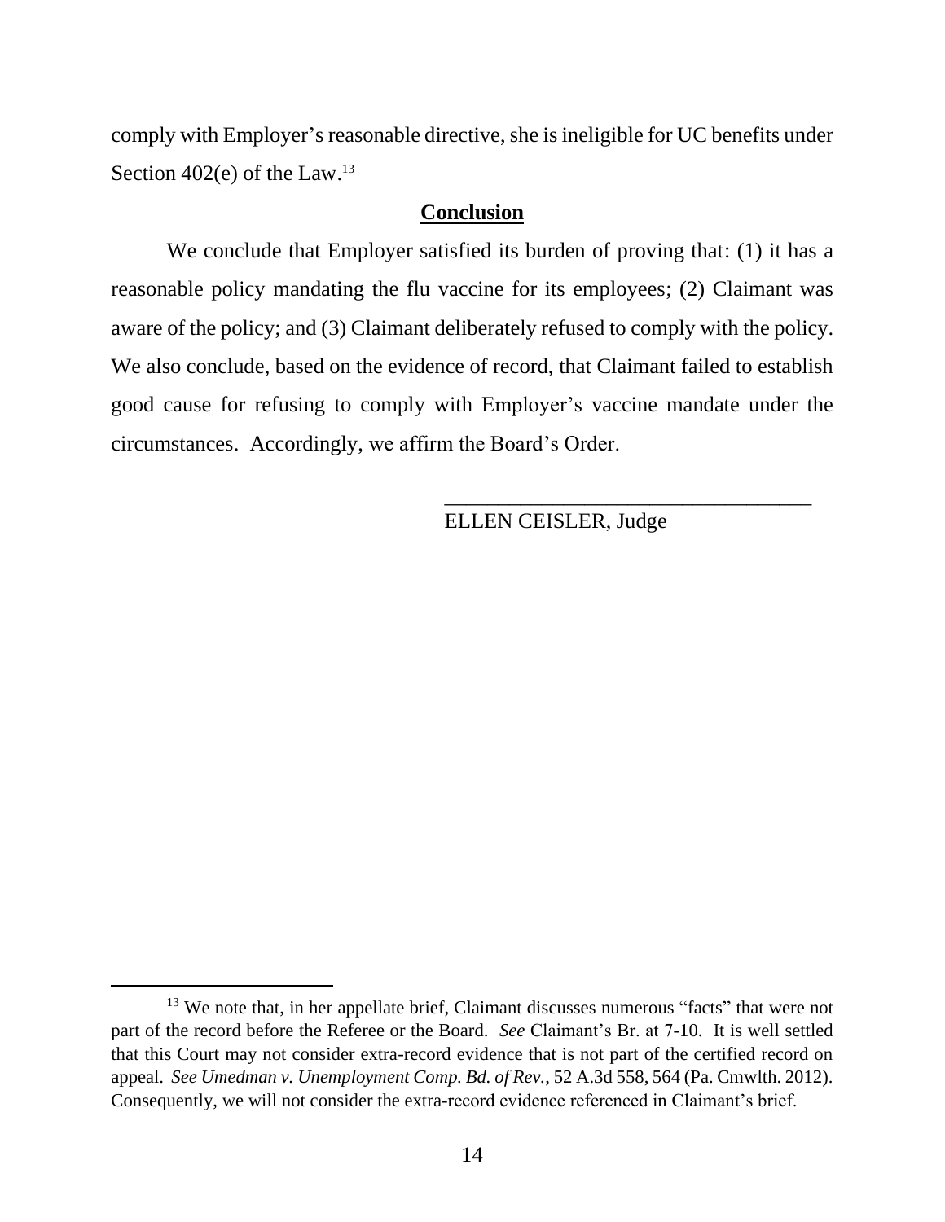comply with Employer's reasonable directive, she is ineligible for UC benefits under Section 402(e) of the Law.[13]

## **Conclusion**

We conclude that Employer satisfied its burden of proving that: (1) it has a reasonable policy mandating the flu vaccine for its employees; (2) Claimant was aware of the policy; and (3) Claimant deliberately refused to comply with the policy. We also conclude, based on the evidence of record, that Claimant failed to establish good cause for refusing to comply with Employer's vaccine mandate under the circumstances. Accordingly, we affirm the Board's Order.

\_\_\_\_\_\_\_\_\_\_\_\_\_\_\_\_\_\_\_\_\_\_\_\_\_\_\_\_\_\_\_\_\_\_\_\_

ELLEN CEISLER, Judge

---

[13] We note that, in her appellate brief, Claimant discusses numerous "facts" that were not part of the record before the Referee or the Board. *See* Claimant's Br. at 7-10. It is well settled that this Court may not consider extra-record evidence that is not part of the certified record on appeal. *See Umedman v. Unemployment Comp. Bd. of Rev.*, 52 A.3d 558, 564 (Pa. Cmwlth. 2012). Consequently, we will not consider the extra-record evidence referenced in Claimant's brief.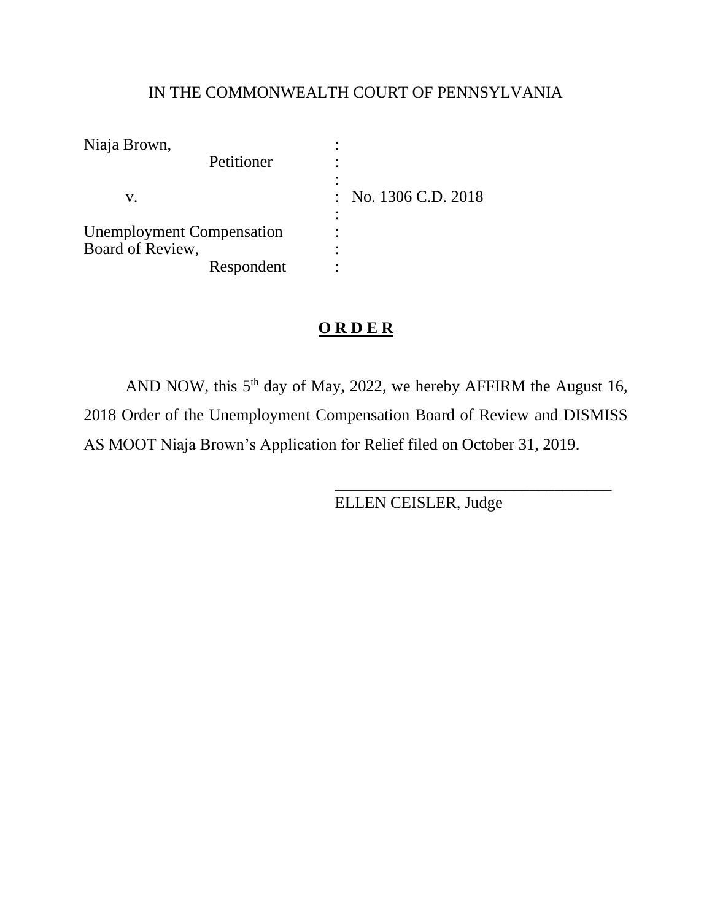IN THE COMMONWEALTH COURT OF PENNSYLVANIA

| | | |
|---|---|---|
| Niaja Brown, | : | |
| Petitioner | : | |
| | : | |
| v. | : | No. 1306 C.D. 2018 |
| | : | |
| Unemployment Compensation | : | |
| Board of Review, | : | |
| Respondent | : | |

**O R D E R**

AND NOW, this 5th day of May, 2022, we hereby AFFIRM the August 16, 2018 Order of the Unemployment Compensation Board of Review and DISMISS AS MOOT Niaja Brown's Application for Relief filed on October 31, 2019.

\_\_\_\_\_\_\_\_\_\_\_\_\_\_\_\_\_\_\_\_\_\_\_\_\_\_\_\_\_\_\_\_\_\_

ELLEN CEISLER, Judge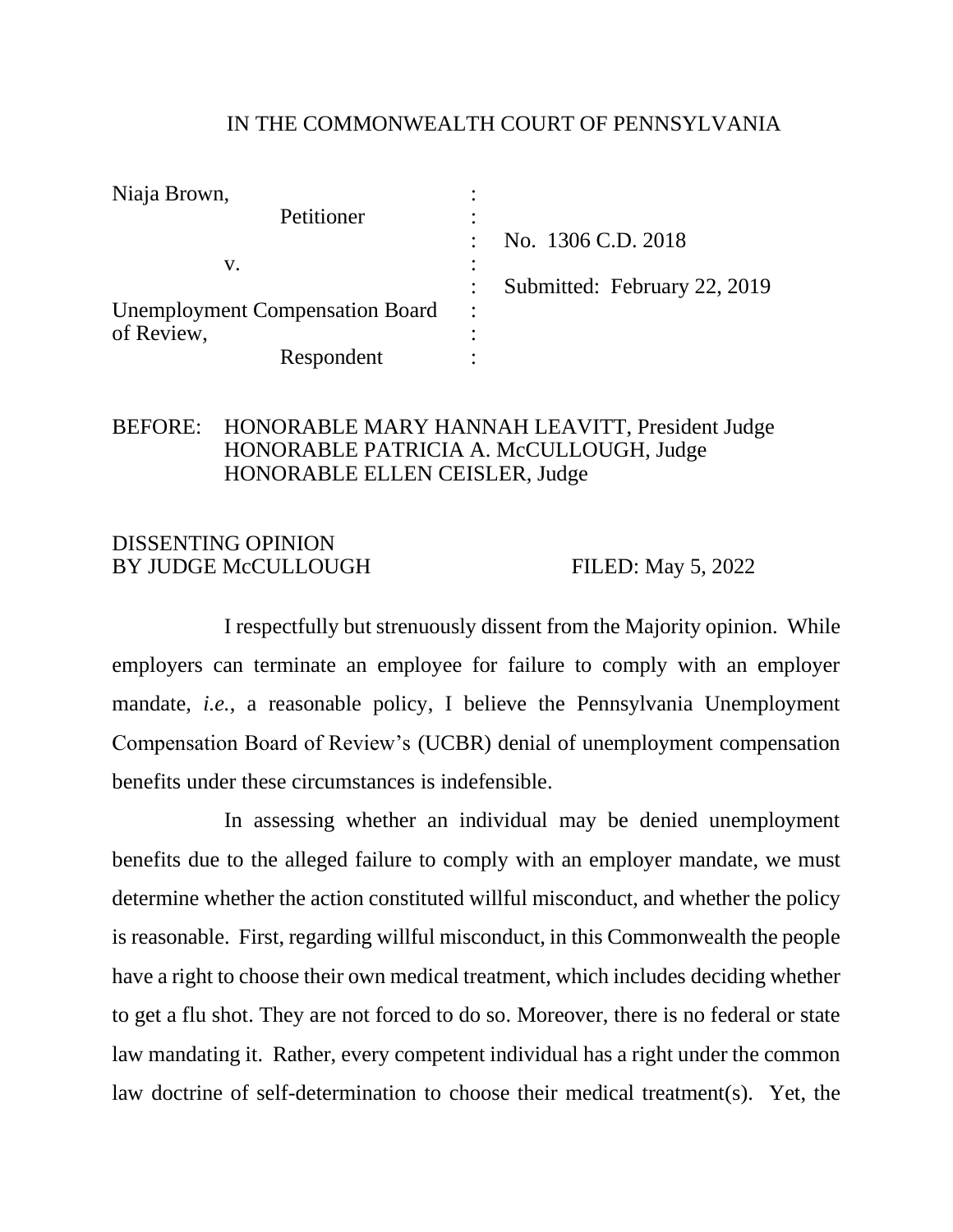IN THE COMMONWEALTH COURT OF PENNSYLVANIA

| | | |
|---|---|---|
| Niaja Brown, | : | |
| Petitioner | : | |
| | : | No. 1306 C.D. 2018 |
| v. | : | |
| | : | Submitted: February 22, 2019 |
| Unemployment Compensation Board of Review, | : | |
| Respondent | : | |

BEFORE: HONORABLE MARY HANNAH LEAVITT, President Judge
HONORABLE PATRICIA A. McCULLOUGH, Judge
HONORABLE ELLEN CEISLER, Judge

DISSENTING OPINION
BY JUDGE McCULLOUGH FILED: May 5, 2022

I respectfully but strenuously dissent from the Majority opinion. While employers can terminate an employee for failure to comply with an employer mandate, *i.e.*, a reasonable policy, I believe the Pennsylvania Unemployment Compensation Board of Review's (UCBR) denial of unemployment compensation benefits under these circumstances is indefensible.

In assessing whether an individual may be denied unemployment benefits due to the alleged failure to comply with an employer mandate, we must determine whether the action constituted willful misconduct, and whether the policy is reasonable. First, regarding willful misconduct, in this Commonwealth the people have a right to choose their own medical treatment, which includes deciding whether to get a flu shot. They are not forced to do so. Moreover, there is no federal or state law mandating it. Rather, every competent individual has a right under the common law doctrine of self-determination to choose their medical treatment(s). Yet, the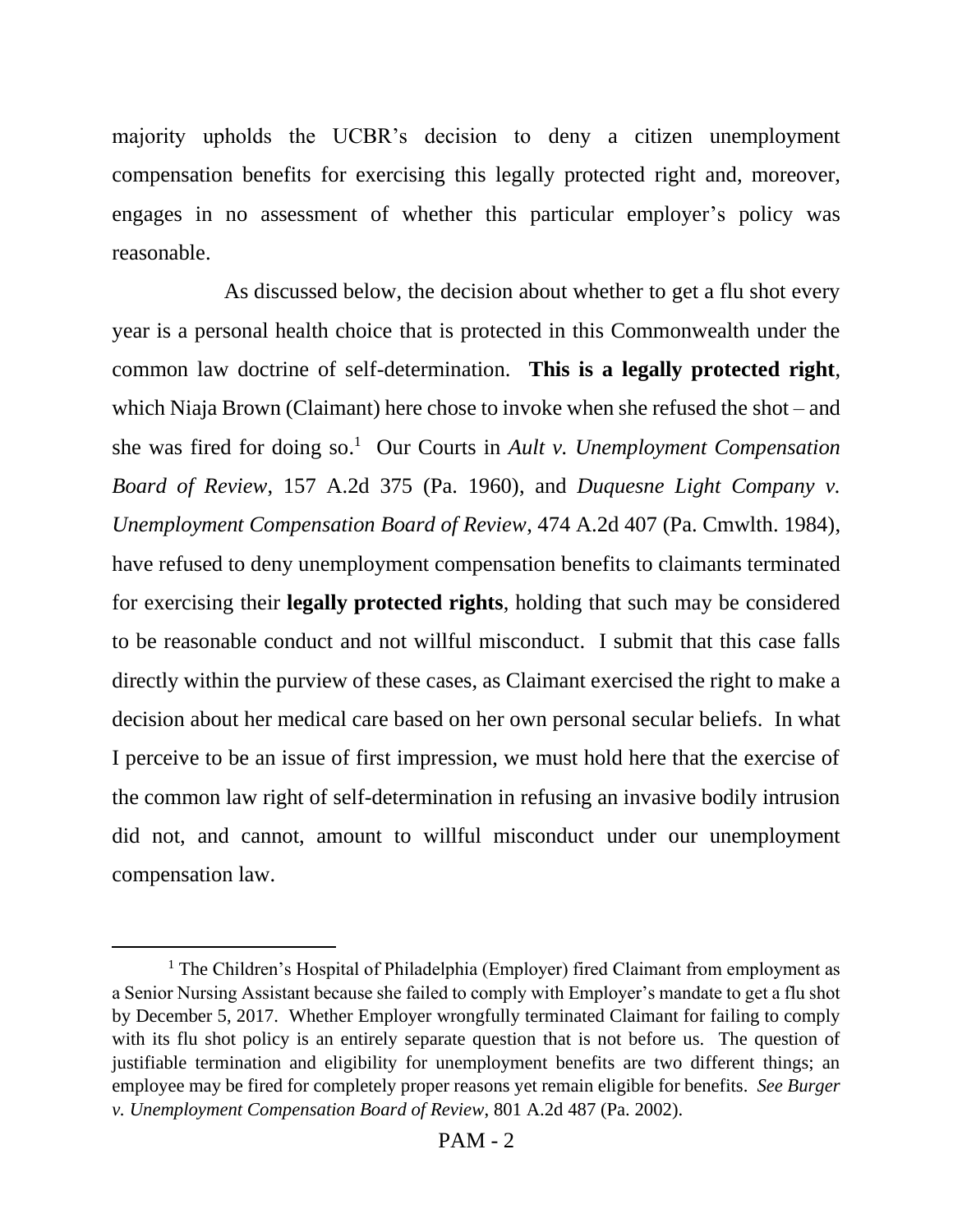majority upholds the UCBR's decision to deny a citizen unemployment compensation benefits for exercising this legally protected right and, moreover, engages in no assessment of whether this particular employer's policy was reasonable.

As discussed below, the decision about whether to get a flu shot every year is a personal health choice that is protected in this Commonwealth under the common law doctrine of self-determination. **This is a legally protected right**, which Niaja Brown (Claimant) here chose to invoke when she refused the shot – and she was fired for doing so.[1] Our Courts in *Ault v. Unemployment Compensation Board of Review*, 157 A.2d 375 (Pa. 1960), and *Duquesne Light Company v. Unemployment Compensation Board of Review*, 474 A.2d 407 (Pa. Cmwlth. 1984), have refused to deny unemployment compensation benefits to claimants terminated for exercising their **legally protected rights**, holding that such may be considered to be reasonable conduct and not willful misconduct. I submit that this case falls directly within the purview of these cases, as Claimant exercised the right to make a decision about her medical care based on her own personal secular beliefs. In what I perceive to be an issue of first impression, we must hold here that the exercise of the common law right of self-determination in refusing an invasive bodily intrusion did not, and cannot, amount to willful misconduct under our unemployment compensation law.

[1] The Children's Hospital of Philadelphia (Employer) fired Claimant from employment as a Senior Nursing Assistant because she failed to comply with Employer's mandate to get a flu shot by December 5, 2017. Whether Employer wrongfully terminated Claimant for failing to comply with its flu shot policy is an entirely separate question that is not before us. The question of justifiable termination and eligibility for unemployment benefits are two different things; an employee may be fired for completely proper reasons yet remain eligible for benefits. *See Burger v. Unemployment Compensation Board of Review*, 801 A.2d 487 (Pa. 2002).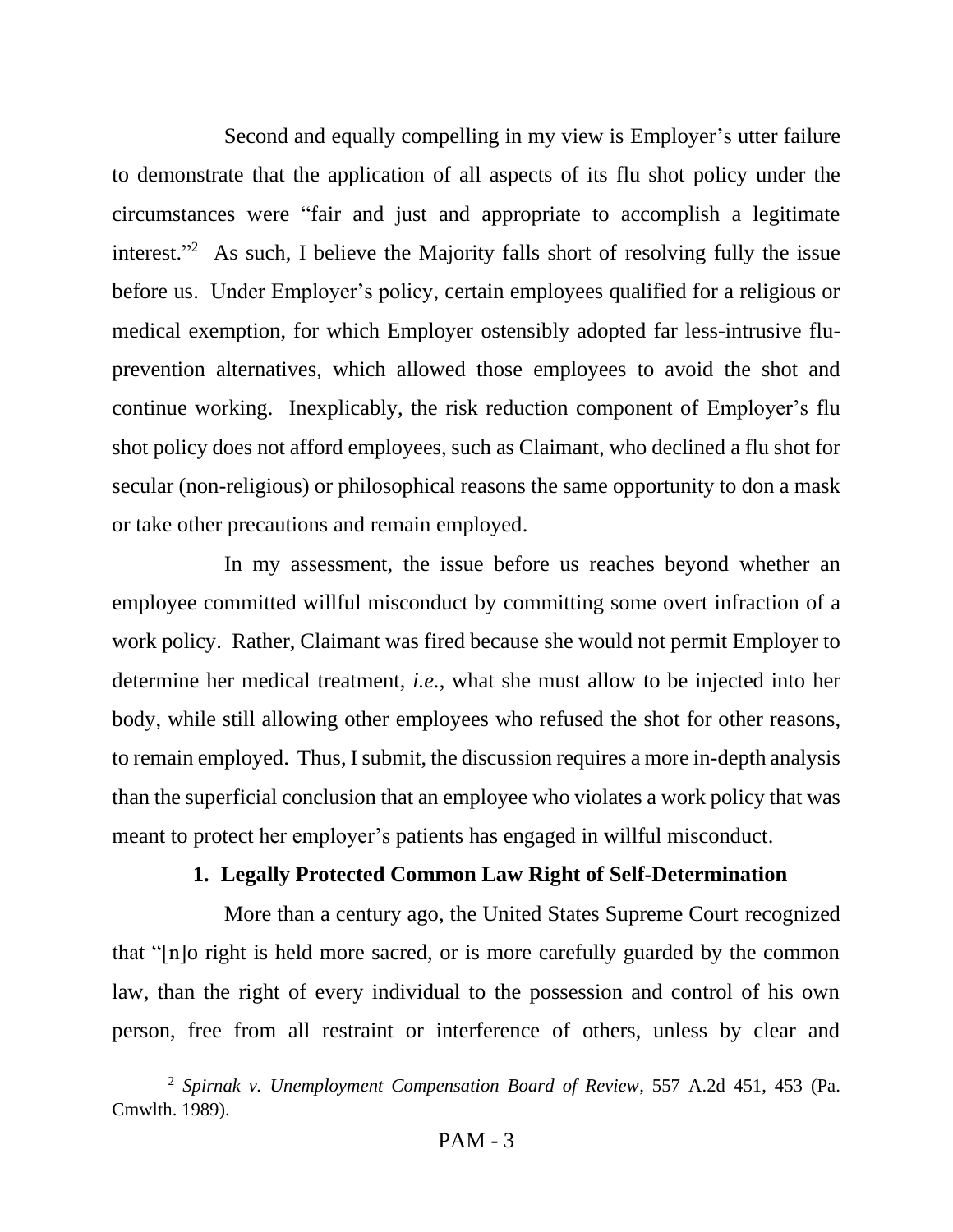Second and equally compelling in my view is Employer's utter failure to demonstrate that the application of all aspects of its flu shot policy under the circumstances were "fair and just and appropriate to accomplish a legitimate interest."[2] As such, I believe the Majority falls short of resolving fully the issue before us. Under Employer's policy, certain employees qualified for a religious or medical exemption, for which Employer ostensibly adopted far less-intrusive flu-prevention alternatives, which allowed those employees to avoid the shot and continue working. Inexplicably, the risk reduction component of Employer's flu shot policy does not afford employees, such as Claimant, who declined a flu shot for secular (non-religious) or philosophical reasons the same opportunity to don a mask or take other precautions and remain employed.

In my assessment, the issue before us reaches beyond whether an employee committed willful misconduct by committing some overt infraction of a work policy. Rather, Claimant was fired because she would not permit Employer to determine her medical treatment, *i.e.*, what she must allow to be injected into her body, while still allowing other employees who refused the shot for other reasons, to remain employed. Thus, I submit, the discussion requires a more in-depth analysis than the superficial conclusion that an employee who violates a work policy that was meant to protect her employer's patients has engaged in willful misconduct.

### 1. Legally Protected Common Law Right of Self-Determination

More than a century ago, the United States Supreme Court recognized that "[n]o right is held more sacred, or is more carefully guarded by the common law, than the right of every individual to the possession and control of his own person, free from all restraint or interference of others, unless by clear and

---

[2] *Spirnak v. Unemployment Compensation Board of Review*, 557 A.2d 451, 453 (Pa. Cmwlth. 1989).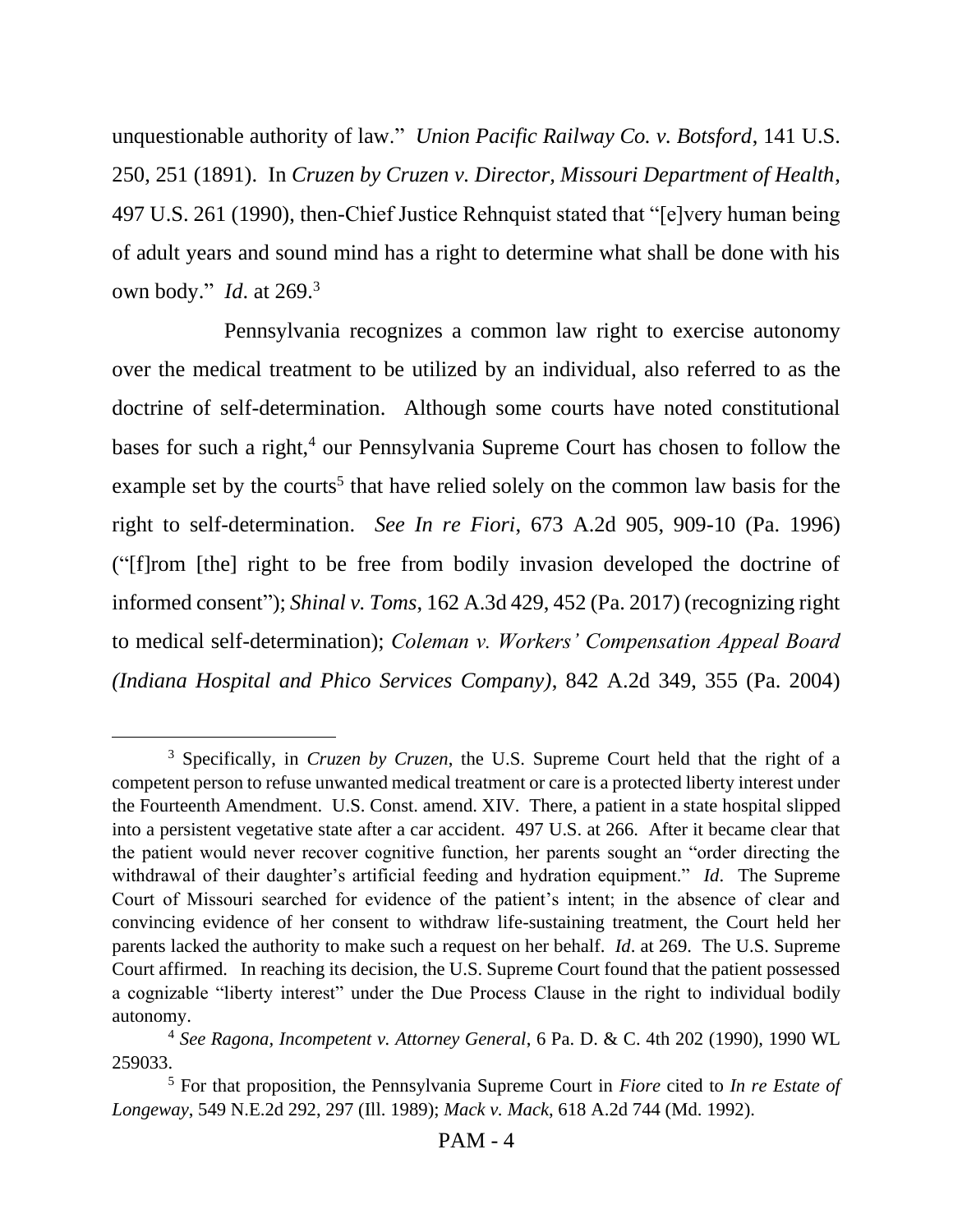unquestionable authority of law." *Union Pacific Railway Co. v. Botsford*, 141 U.S. 250, 251 (1891). In *Cruzen by Cruzen v. Director, Missouri Department of Health*, 497 U.S. 261 (1990), then-Chief Justice Rehnquist stated that "[e]very human being of adult years and sound mind has a right to determine what shall be done with his own body." *Id.* at 269.[3]

Pennsylvania recognizes a common law right to exercise autonomy over the medical treatment to be utilized by an individual, also referred to as the doctrine of self-determination. Although some courts have noted constitutional bases for such a right,[4] our Pennsylvania Supreme Court has chosen to follow the example set by the courts[5] that have relied solely on the common law basis for the right to self-determination. *See In re Fiori*, 673 A.2d 905, 909-10 (Pa. 1996) ("[f]rom [the] right to be free from bodily invasion developed the doctrine of informed consent"); *Shinal v. Toms*, 162 A.3d 429, 452 (Pa. 2017) (recognizing right to medical self-determination); *Coleman v. Workers' Compensation Appeal Board (Indiana Hospital and Phico Services Company)*, 842 A.2d 349, 355 (Pa. 2004)

---

[3] Specifically, in *Cruzen by Cruzen*, the U.S. Supreme Court held that the right of a competent person to refuse unwanted medical treatment or care is a protected liberty interest under the Fourteenth Amendment. U.S. Const. amend. XIV. There, a patient in a state hospital slipped into a persistent vegetative state after a car accident. 497 U.S. at 266. After it became clear that the patient would never recover cognitive function, her parents sought an "order directing the withdrawal of their daughter's artificial feeding and hydration equipment." *Id*. The Supreme Court of Missouri searched for evidence of the patient's intent; in the absence of clear and convincing evidence of her consent to withdraw life-sustaining treatment, the Court held her parents lacked the authority to make such a request on her behalf. *Id*. at 269. The U.S. Supreme Court affirmed. In reaching its decision, the U.S. Supreme Court found that the patient possessed a cognizable "liberty interest" under the Due Process Clause in the right to individual bodily autonomy.

[4] *See Ragona, Incompetent v. Attorney General*, 6 Pa. D. & C. 4th 202 (1990), 1990 WL 259033.

[5] For that proposition, the Pennsylvania Supreme Court in *Fiore* cited to *In re Estate of Longeway*, 549 N.E.2d 292, 297 (Ill. 1989); *Mack v. Mack*, 618 A.2d 744 (Md. 1992).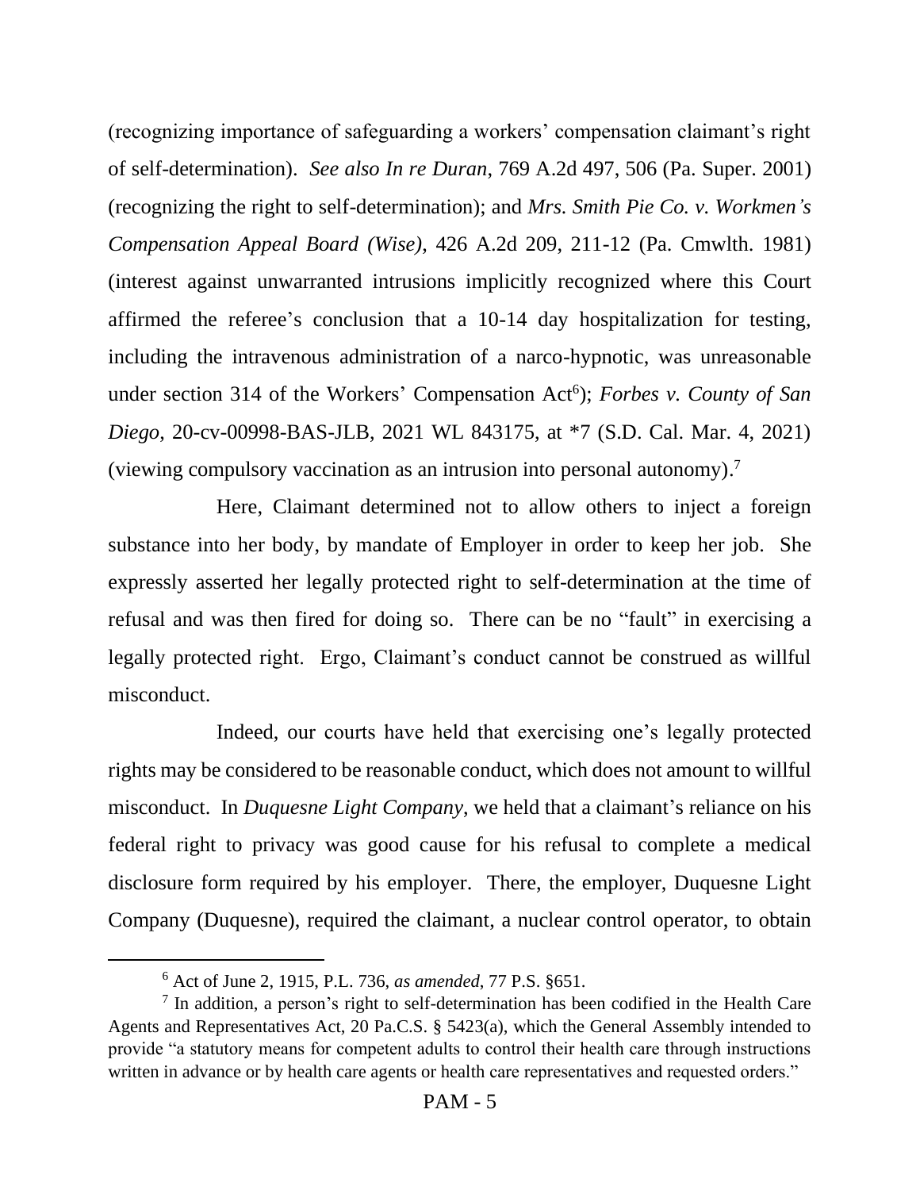(recognizing importance of safeguarding a workers' compensation claimant's right of self-determination). *See also In re Duran*, 769 A.2d 497, 506 (Pa. Super. 2001) (recognizing the right to self-determination); and *Mrs. Smith Pie Co. v. Workmen's Compensation Appeal Board (Wise)*, 426 A.2d 209, 211-12 (Pa. Cmwlth. 1981) (interest against unwarranted intrusions implicitly recognized where this Court affirmed the referee's conclusion that a 10-14 day hospitalization for testing, including the intravenous administration of a narco-hypnotic, was unreasonable under section 314 of the Workers' Compensation Act[6]); *Forbes v. County of San Diego*, 20-cv-00998-BAS-JLB, 2021 WL 843175, at *7 (S.D. Cal. Mar. 4, 2021) (viewing compulsory vaccination as an intrusion into personal autonomy).[7]

Here, Claimant determined not to allow others to inject a foreign substance into her body, by mandate of Employer in order to keep her job. She expressly asserted her legally protected right to self-determination at the time of refusal and was then fired for doing so. There can be no "fault" in exercising a legally protected right. Ergo, Claimant's conduct cannot be construed as willful misconduct.

Indeed, our courts have held that exercising one's legally protected rights may be considered to be reasonable conduct, which does not amount to willful misconduct. In *Duquesne Light Company*, we held that a claimant's reliance on his federal right to privacy was good cause for his refusal to complete a medical disclosure form required by his employer. There, the employer, Duquesne Light Company (Duquesne), required the claimant, a nuclear control operator, to obtain

---

[6] Act of June 2, 1915, P.L. 736, *as amended*, 77 P.S. §651.

[7] In addition, a person's right to self-determination has been codified in the Health Care Agents and Representatives Act, 20 Pa.C.S. § 5423(a), which the General Assembly intended to provide "a statutory means for competent adults to control their health care through instructions written in advance or by health care agents or health care representatives and requested orders."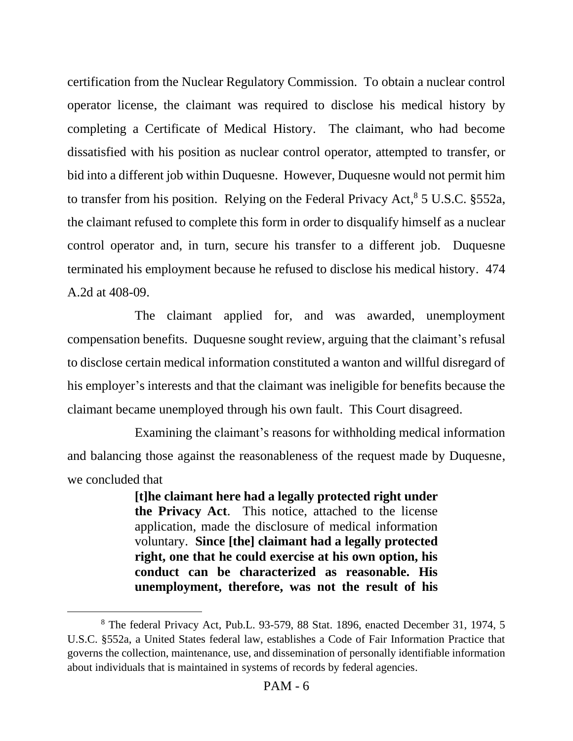certification from the Nuclear Regulatory Commission. To obtain a nuclear control operator license, the claimant was required to disclose his medical history by completing a Certificate of Medical History. The claimant, who had become dissatisfied with his position as nuclear control operator, attempted to transfer, or bid into a different job within Duquesne. However, Duquesne would not permit him to transfer from his position. Relying on the Federal Privacy Act,[8] 5 U.S.C. §552a, the claimant refused to complete this form in order to disqualify himself as a nuclear control operator and, in turn, secure his transfer to a different job. Duquesne terminated his employment because he refused to disclose his medical history. 474 A.2d at 408-09.

The claimant applied for, and was awarded, unemployment compensation benefits. Duquesne sought review, arguing that the claimant's refusal to disclose certain medical information constituted a wanton and willful disregard of his employer's interests and that the claimant was ineligible for benefits because the claimant became unemployed through his own fault. This Court disagreed.

Examining the claimant's reasons for withholding medical information and balancing those against the reasonableness of the request made by Duquesne, we concluded that

> **[t]he claimant here had a legally protected right under the Privacy Act**. This notice, attached to the license application, made the disclosure of medical information voluntary. **Since [the] claimant had a legally protected right, one that he could exercise at his own option, his conduct can be characterized as reasonable. His unemployment, therefore, was not the result of his**

---

[8] The federal Privacy Act, Pub.L. 93-579, 88 Stat. 1896, enacted December 31, 1974, 5 U.S.C. §552a, a United States federal law, establishes a Code of Fair Information Practice that governs the collection, maintenance, use, and dissemination of personally identifiable information about individuals that is maintained in systems of records by federal agencies.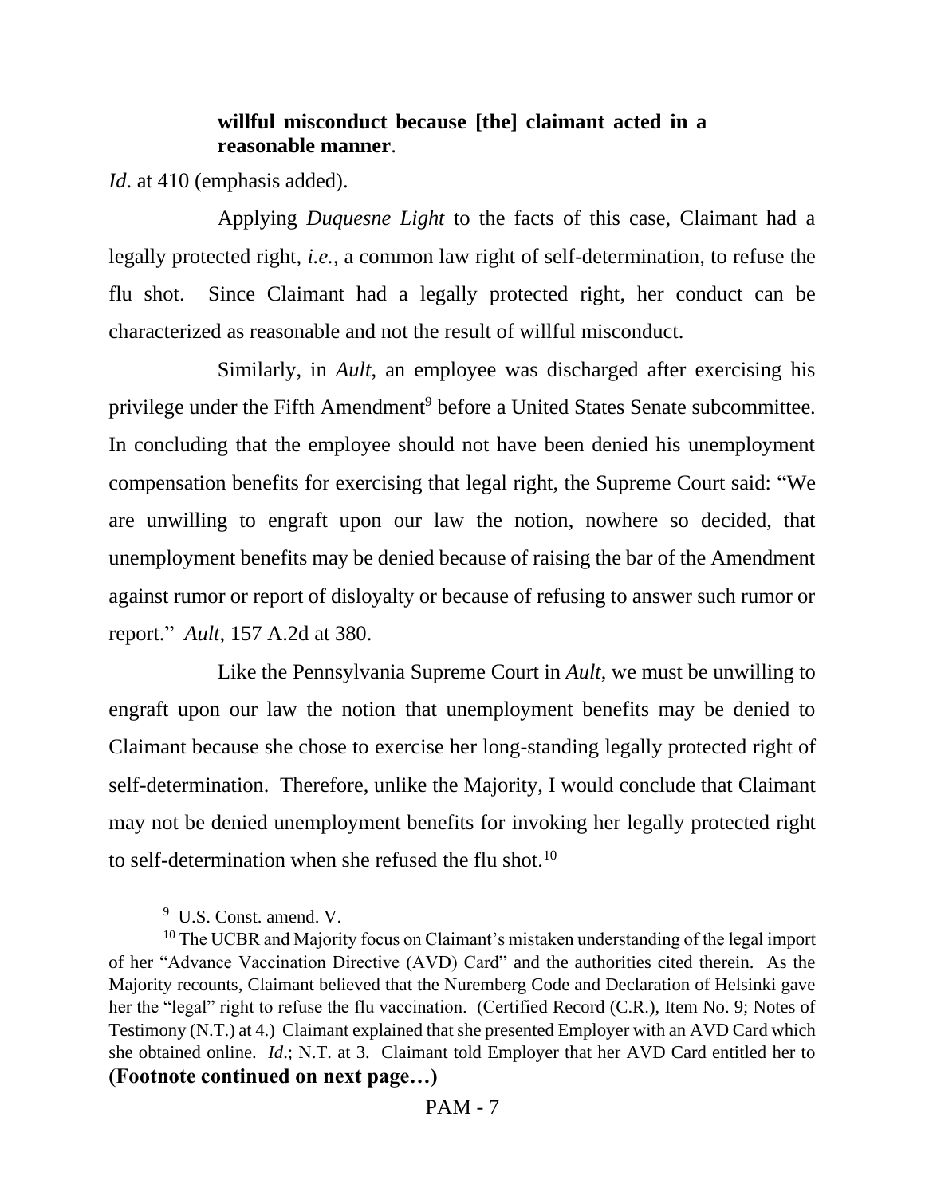**willful misconduct because [the] claimant acted in a reasonable manner**.

*Id*. at 410 (emphasis added).

Applying *Duquesne Light* to the facts of this case, Claimant had a legally protected right, *i.e.*, a common law right of self-determination, to refuse the flu shot. Since Claimant had a legally protected right, her conduct can be characterized as reasonable and not the result of willful misconduct.

Similarly, in *Ault*, an employee was discharged after exercising his privilege under the Fifth Amendment[9] before a United States Senate subcommittee. In concluding that the employee should not have been denied his unemployment compensation benefits for exercising that legal right, the Supreme Court said: "We are unwilling to engraft upon our law the notion, nowhere so decided, that unemployment benefits may be denied because of raising the bar of the Amendment against rumor or report of disloyalty or because of refusing to answer such rumor or report." *Ault*, 157 A.2d at 380.

Like the Pennsylvania Supreme Court in *Ault*, we must be unwilling to engraft upon our law the notion that unemployment benefits may be denied to Claimant because she chose to exercise her long-standing legally protected right of self-determination. Therefore, unlike the Majority, I would conclude that Claimant may not be denied unemployment benefits for invoking her legally protected right to self-determination when she refused the flu shot.[10]

---

[9] U.S. Const. amend. V.

[10] The UCBR and Majority focus on Claimant's mistaken understanding of the legal import of her "Advance Vaccination Directive (AVD) Card" and the authorities cited therein. As the Majority recounts, Claimant believed that the Nuremberg Code and Declaration of Helsinki gave her the "legal" right to refuse the flu vaccination. (Certified Record (C.R.), Item No. 9; Notes of Testimony (N.T.) at 4.) Claimant explained that she presented Employer with an AVD Card which she obtained online. *Id*.; N.T. at 3. Claimant told Employer that her AVD Card entitled her to

**(Footnote continued on next page…)**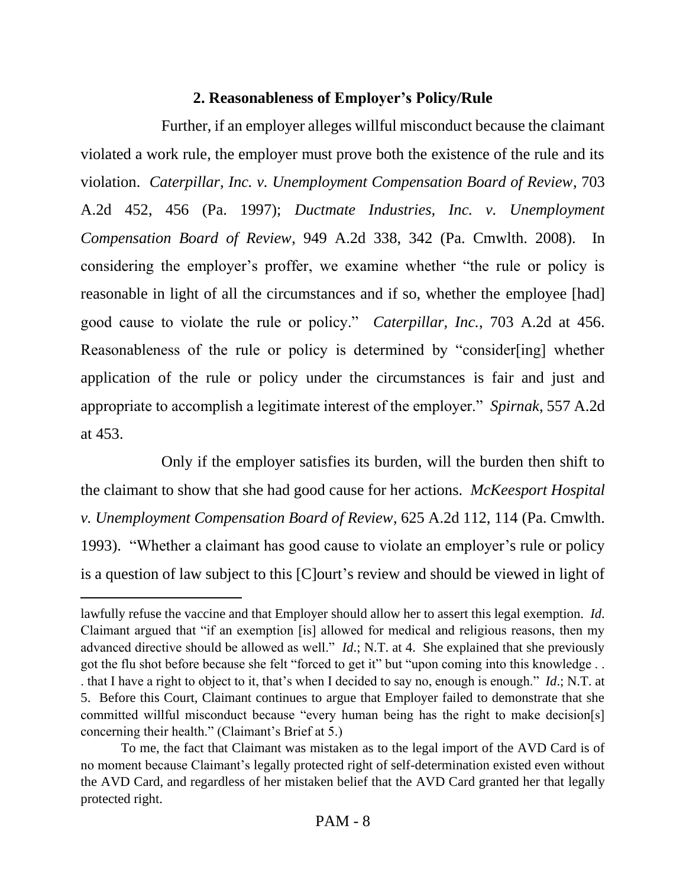**2. Reasonableness of Employer's Policy/Rule**

Further, if an employer alleges willful misconduct because the claimant violated a work rule, the employer must prove both the existence of the rule and its violation. *Caterpillar, Inc. v. Unemployment Compensation Board of Review*, 703 A.2d 452, 456 (Pa. 1997); *Ductmate Industries, Inc. v. Unemployment Compensation Board of Review*, 949 A.2d 338, 342 (Pa. Cmwlth. 2008). In considering the employer's proffer, we examine whether "the rule or policy is reasonable in light of all the circumstances and if so, whether the employee [had] good cause to violate the rule or policy." *Caterpillar, Inc.*, 703 A.2d at 456. Reasonableness of the rule or policy is determined by "consider[ing] whether application of the rule or policy under the circumstances is fair and just and appropriate to accomplish a legitimate interest of the employer." *Spirnak*, 557 A.2d at 453.

Only if the employer satisfies its burden, will the burden then shift to the claimant to show that she had good cause for her actions. *McKeesport Hospital v. Unemployment Compensation Board of Review*, 625 A.2d 112, 114 (Pa. Cmwlth. 1993). "Whether a claimant has good cause to violate an employer's rule or policy is a question of law subject to this [C]ourt's review and should be viewed in light of

---

lawfully refuse the vaccine and that Employer should allow her to assert this legal exemption. *Id.* Claimant argued that "if an exemption [is] allowed for medical and religious reasons, then my advanced directive should be allowed as well." *Id.*; N.T. at 4. She explained that she previously got the flu shot before because she felt "forced to get it" but "upon coming into this knowledge . . . that I have a right to object to it, that's when I decided to say no, enough is enough." *Id.*; N.T. at 5. Before this Court, Claimant continues to argue that Employer failed to demonstrate that she committed willful misconduct because "every human being has the right to make decision[s] concerning their health." (Claimant's Brief at 5.)

To me, the fact that Claimant was mistaken as to the legal import of the AVD Card is of no moment because Claimant's legally protected right of self-determination existed even without the AVD Card, and regardless of her mistaken belief that the AVD Card granted her that legally protected right.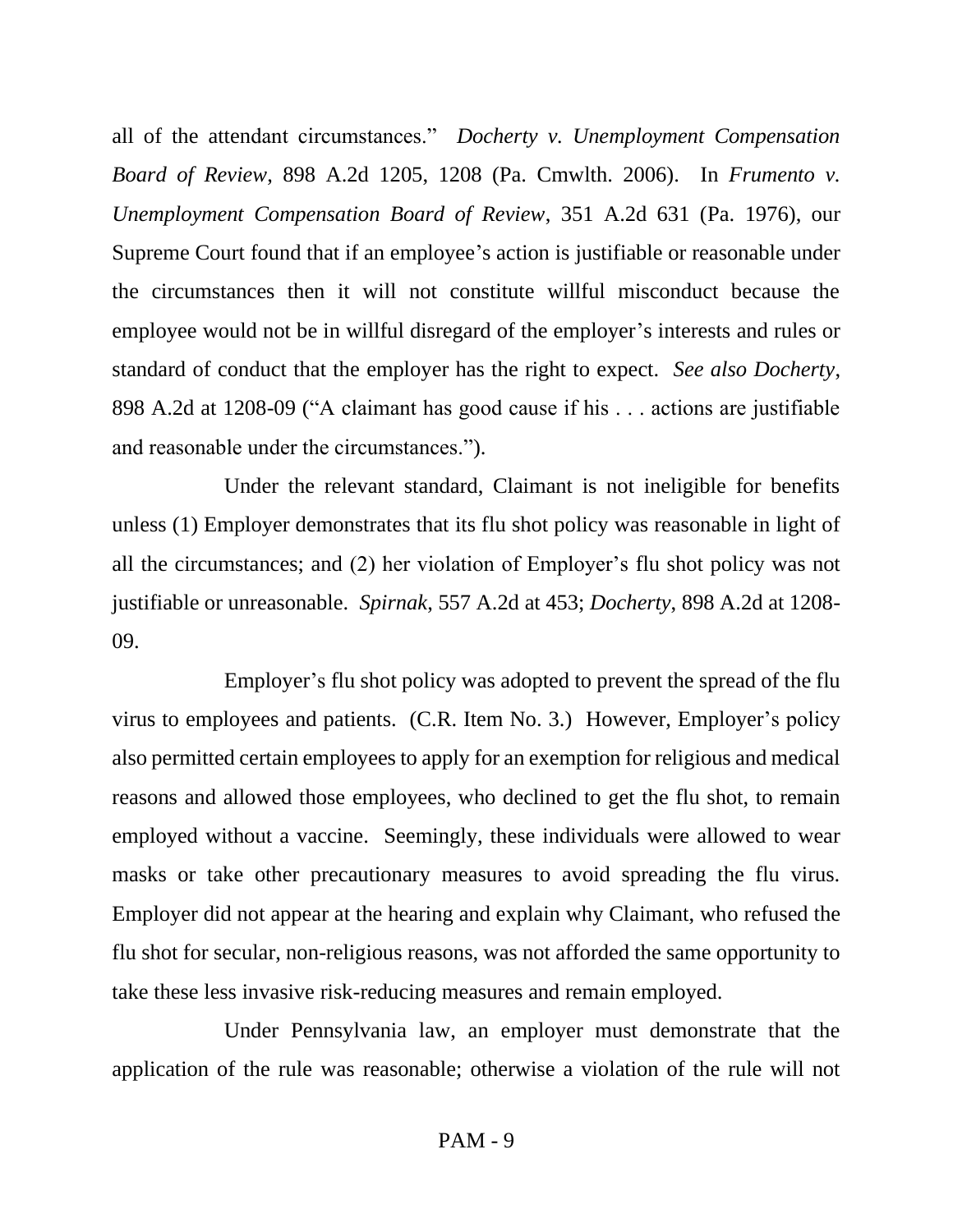all of the attendant circumstances." *Docherty v. Unemployment Compensation Board of Review*, 898 A.2d 1205, 1208 (Pa. Cmwlth. 2006). In *Frumento v. Unemployment Compensation Board of Review*, 351 A.2d 631 (Pa. 1976), our Supreme Court found that if an employee's action is justifiable or reasonable under the circumstances then it will not constitute willful misconduct because the employee would not be in willful disregard of the employer's interests and rules or standard of conduct that the employer has the right to expect. *See also Docherty*, 898 A.2d at 1208-09 ("A claimant has good cause if his . . . actions are justifiable and reasonable under the circumstances.").

Under the relevant standard, Claimant is not ineligible for benefits unless (1) Employer demonstrates that its flu shot policy was reasonable in light of all the circumstances; and (2) her violation of Employer's flu shot policy was not justifiable or unreasonable. *Spirnak*, 557 A.2d at 453; *Docherty*, 898 A.2d at 1208-09.

Employer's flu shot policy was adopted to prevent the spread of the flu virus to employees and patients. (C.R. Item No. 3.) However, Employer's policy also permitted certain employees to apply for an exemption for religious and medical reasons and allowed those employees, who declined to get the flu shot, to remain employed without a vaccine. Seemingly, these individuals were allowed to wear masks or take other precautionary measures to avoid spreading the flu virus. Employer did not appear at the hearing and explain why Claimant, who refused the flu shot for secular, non-religious reasons, was not afforded the same opportunity to take these less invasive risk-reducing measures and remain employed.

Under Pennsylvania law, an employer must demonstrate that the application of the rule was reasonable; otherwise a violation of the rule will not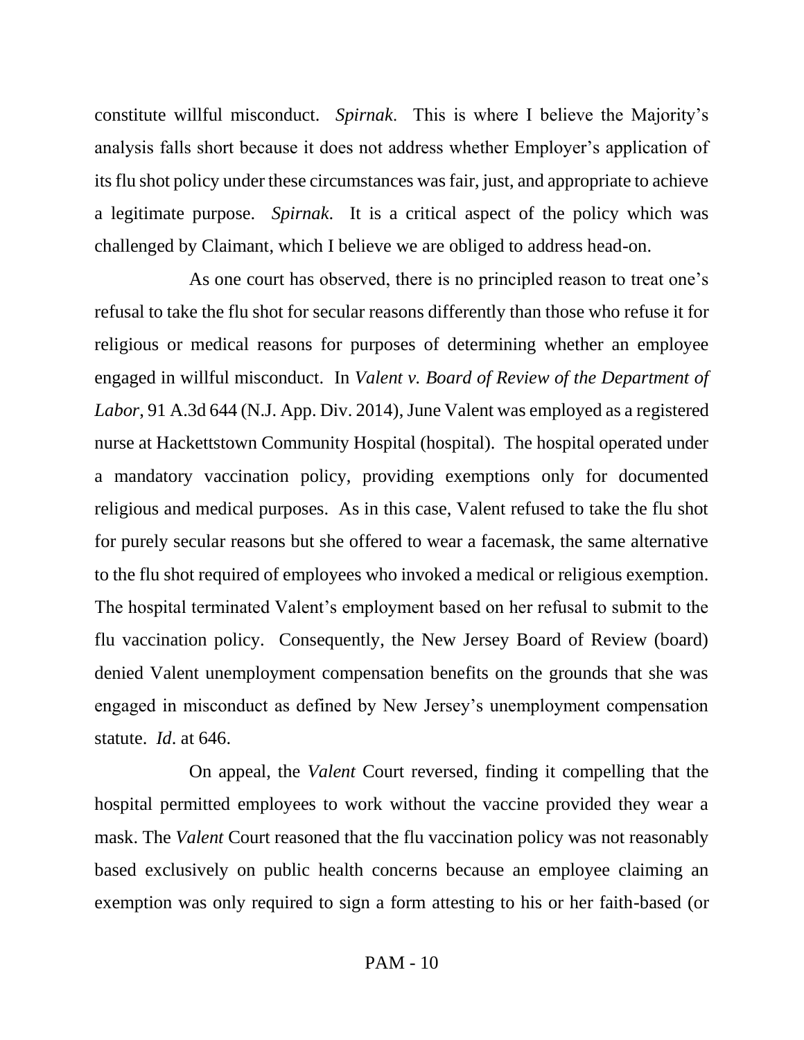constitute willful misconduct. *Spirnak*. This is where I believe the Majority's analysis falls short because it does not address whether Employer's application of its flu shot policy under these circumstances was fair, just, and appropriate to achieve a legitimate purpose. *Spirnak*. It is a critical aspect of the policy which was challenged by Claimant, which I believe we are obliged to address head-on.

As one court has observed, there is no principled reason to treat one's refusal to take the flu shot for secular reasons differently than those who refuse it for religious or medical reasons for purposes of determining whether an employee engaged in willful misconduct. In *Valent v. Board of Review of the Department of Labor*, 91 A.3d 644 (N.J. App. Div. 2014), June Valent was employed as a registered nurse at Hackettstown Community Hospital (hospital). The hospital operated under a mandatory vaccination policy, providing exemptions only for documented religious and medical purposes. As in this case, Valent refused to take the flu shot for purely secular reasons but she offered to wear a facemask, the same alternative to the flu shot required of employees who invoked a medical or religious exemption. The hospital terminated Valent's employment based on her refusal to submit to the flu vaccination policy. Consequently, the New Jersey Board of Review (board) denied Valent unemployment compensation benefits on the grounds that she was engaged in misconduct as defined by New Jersey's unemployment compensation statute. *Id*. at 646.

On appeal, the *Valent* Court reversed, finding it compelling that the hospital permitted employees to work without the vaccine provided they wear a mask. The *Valent* Court reasoned that the flu vaccination policy was not reasonably based exclusively on public health concerns because an employee claiming an exemption was only required to sign a form attesting to his or her faith-based (or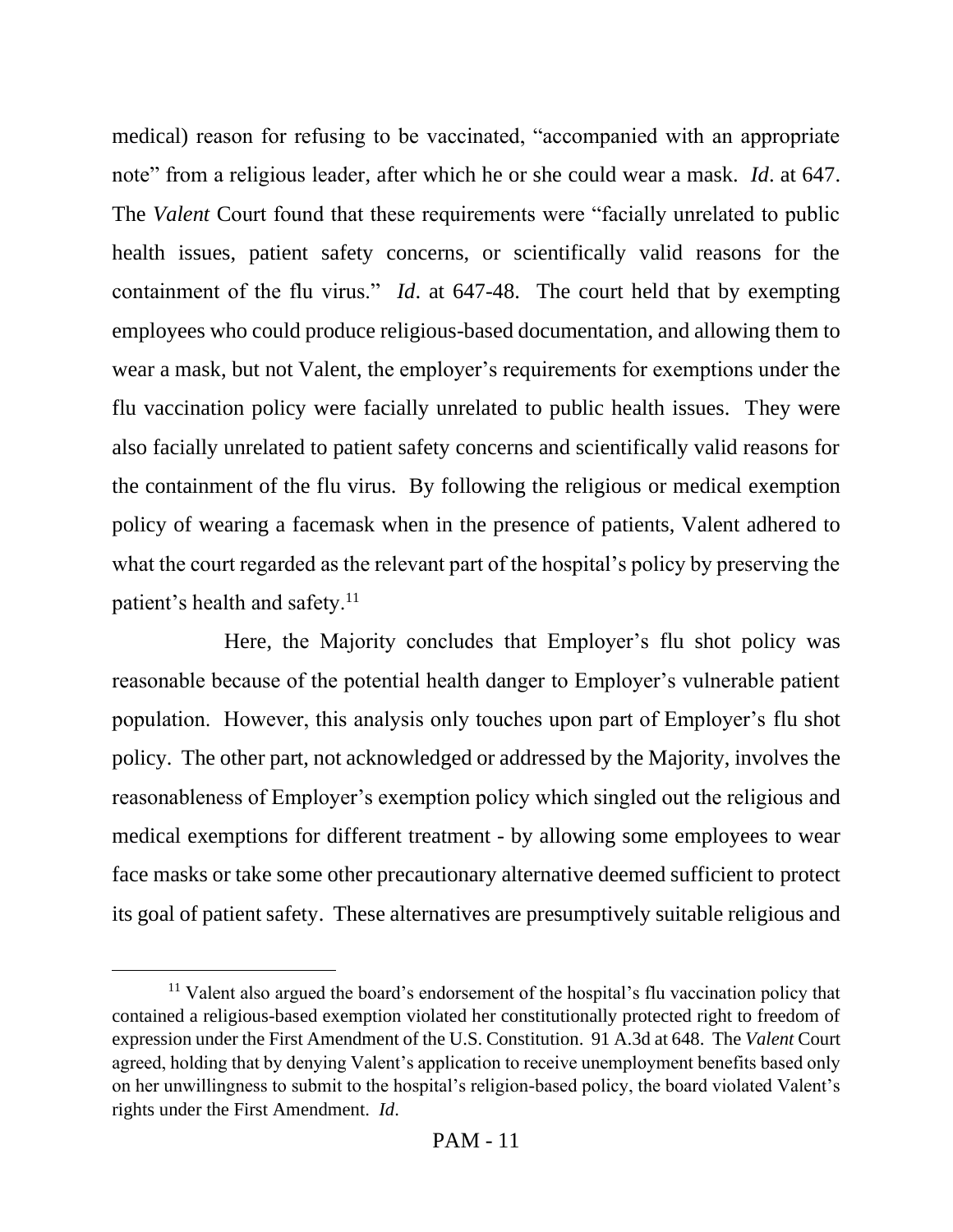medical) reason for refusing to be vaccinated, "accompanied with an appropriate note" from a religious leader, after which he or she could wear a mask. *Id*. at 647. The *Valent* Court found that these requirements were "facially unrelated to public health issues, patient safety concerns, or scientifically valid reasons for the containment of the flu virus." *Id*. at 647-48. The court held that by exempting employees who could produce religious-based documentation, and allowing them to wear a mask, but not Valent, the employer's requirements for exemptions under the flu vaccination policy were facially unrelated to public health issues. They were also facially unrelated to patient safety concerns and scientifically valid reasons for the containment of the flu virus. By following the religious or medical exemption policy of wearing a facemask when in the presence of patients, Valent adhered to what the court regarded as the relevant part of the hospital's policy by preserving the patient's health and safety.[11]

Here, the Majority concludes that Employer's flu shot policy was reasonable because of the potential health danger to Employer's vulnerable patient population. However, this analysis only touches upon part of Employer's flu shot policy. The other part, not acknowledged or addressed by the Majority, involves the reasonableness of Employer's exemption policy which singled out the religious and medical exemptions for different treatment - by allowing some employees to wear face masks or take some other precautionary alternative deemed sufficient to protect its goal of patient safety. These alternatives are presumptively suitable religious and

---

[11] Valent also argued the board's endorsement of the hospital's flu vaccination policy that contained a religious-based exemption violated her constitutionally protected right to freedom of expression under the First Amendment of the U.S. Constitution. 91 A.3d at 648. The *Valent* Court agreed, holding that by denying Valent's application to receive unemployment benefits based only on her unwillingness to submit to the hospital's religion-based policy, the board violated Valent's rights under the First Amendment. *Id*.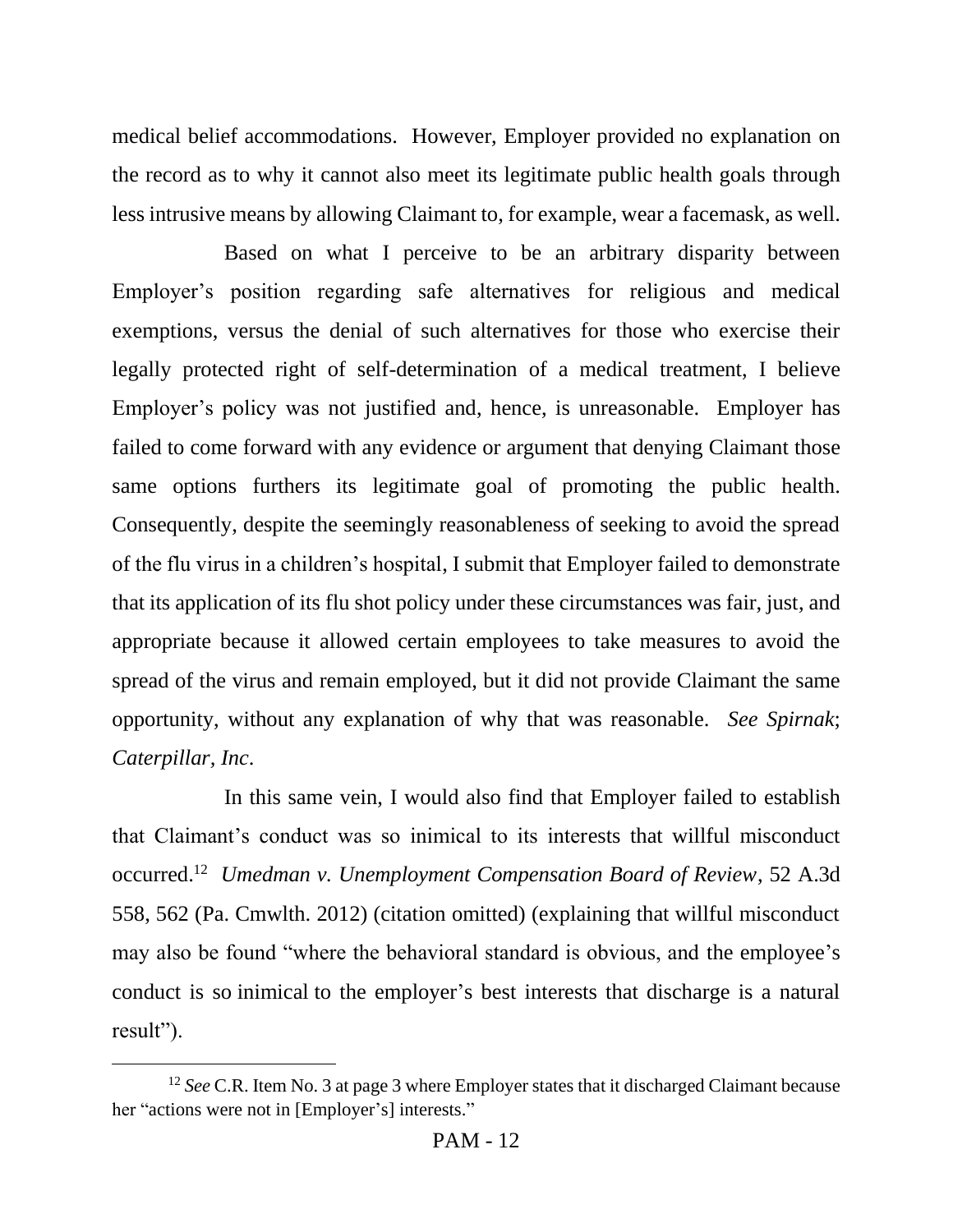medical belief accommodations. However, Employer provided no explanation on the record as to why it cannot also meet its legitimate public health goals through less intrusive means by allowing Claimant to, for example, wear a facemask, as well.

Based on what I perceive to be an arbitrary disparity between Employer's position regarding safe alternatives for religious and medical exemptions, versus the denial of such alternatives for those who exercise their legally protected right of self-determination of a medical treatment, I believe Employer's policy was not justified and, hence, is unreasonable. Employer has failed to come forward with any evidence or argument that denying Claimant those same options furthers its legitimate goal of promoting the public health. Consequently, despite the seemingly reasonableness of seeking to avoid the spread of the flu virus in a children's hospital, I submit that Employer failed to demonstrate that its application of its flu shot policy under these circumstances was fair, just, and appropriate because it allowed certain employees to take measures to avoid the spread of the virus and remain employed, but it did not provide Claimant the same opportunity, without any explanation of why that was reasonable. *See Spirnak*; *Caterpillar, Inc*.

In this same vein, I would also find that Employer failed to establish that Claimant's conduct was so inimical to its interests that willful misconduct occurred.[12] *Umedman v. Unemployment Compensation Board of Review*, 52 A.3d 558, 562 (Pa. Cmwlth. 2012) (citation omitted) (explaining that willful misconduct may also be found "where the behavioral standard is obvious, and the employee's conduct is so inimical to the employer's best interests that discharge is a natural result").

---

[12] *See* C.R. Item No. 3 at page 3 where Employer states that it discharged Claimant because her "actions were not in [Employer's] interests."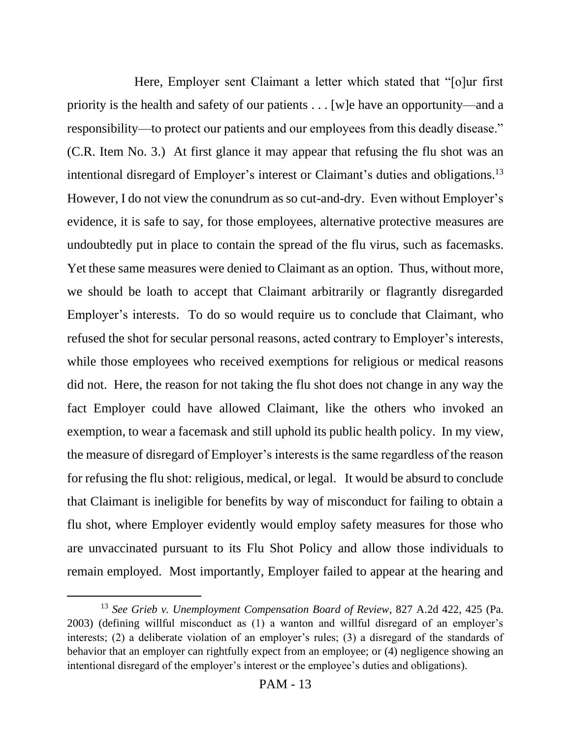Here, Employer sent Claimant a letter which stated that "[o]ur first priority is the health and safety of our patients . . . [w]e have an opportunity—and a responsibility—to protect our patients and our employees from this deadly disease." (C.R. Item No. 3.) At first glance it may appear that refusing the flu shot was an intentional disregard of Employer's interest or Claimant's duties and obligations.[13] However, I do not view the conundrum as so cut-and-dry. Even without Employer's evidence, it is safe to say, for those employees, alternative protective measures are undoubtedly put in place to contain the spread of the flu virus, such as facemasks. Yet these same measures were denied to Claimant as an option. Thus, without more, we should be loath to accept that Claimant arbitrarily or flagrantly disregarded Employer's interests. To do so would require us to conclude that Claimant, who refused the shot for secular personal reasons, acted contrary to Employer's interests, while those employees who received exemptions for religious or medical reasons did not. Here, the reason for not taking the flu shot does not change in any way the fact Employer could have allowed Claimant, like the others who invoked an exemption, to wear a facemask and still uphold its public health policy. In my view, the measure of disregard of Employer's interests is the same regardless of the reason for refusing the flu shot: religious, medical, or legal. It would be absurd to conclude that Claimant is ineligible for benefits by way of misconduct for failing to obtain a flu shot, where Employer evidently would employ safety measures for those who are unvaccinated pursuant to its Flu Shot Policy and allow those individuals to remain employed. Most importantly, Employer failed to appear at the hearing and

[13] *See Grieb v. Unemployment Compensation Board of Review*, 827 A.2d 422, 425 (Pa. 2003) (defining willful misconduct as (1) a wanton and willful disregard of an employer's interests; (2) a deliberate violation of an employer's rules; (3) a disregard of the standards of behavior that an employer can rightfully expect from an employee; or (4) negligence showing an intentional disregard of the employer's interest or the employee's duties and obligations).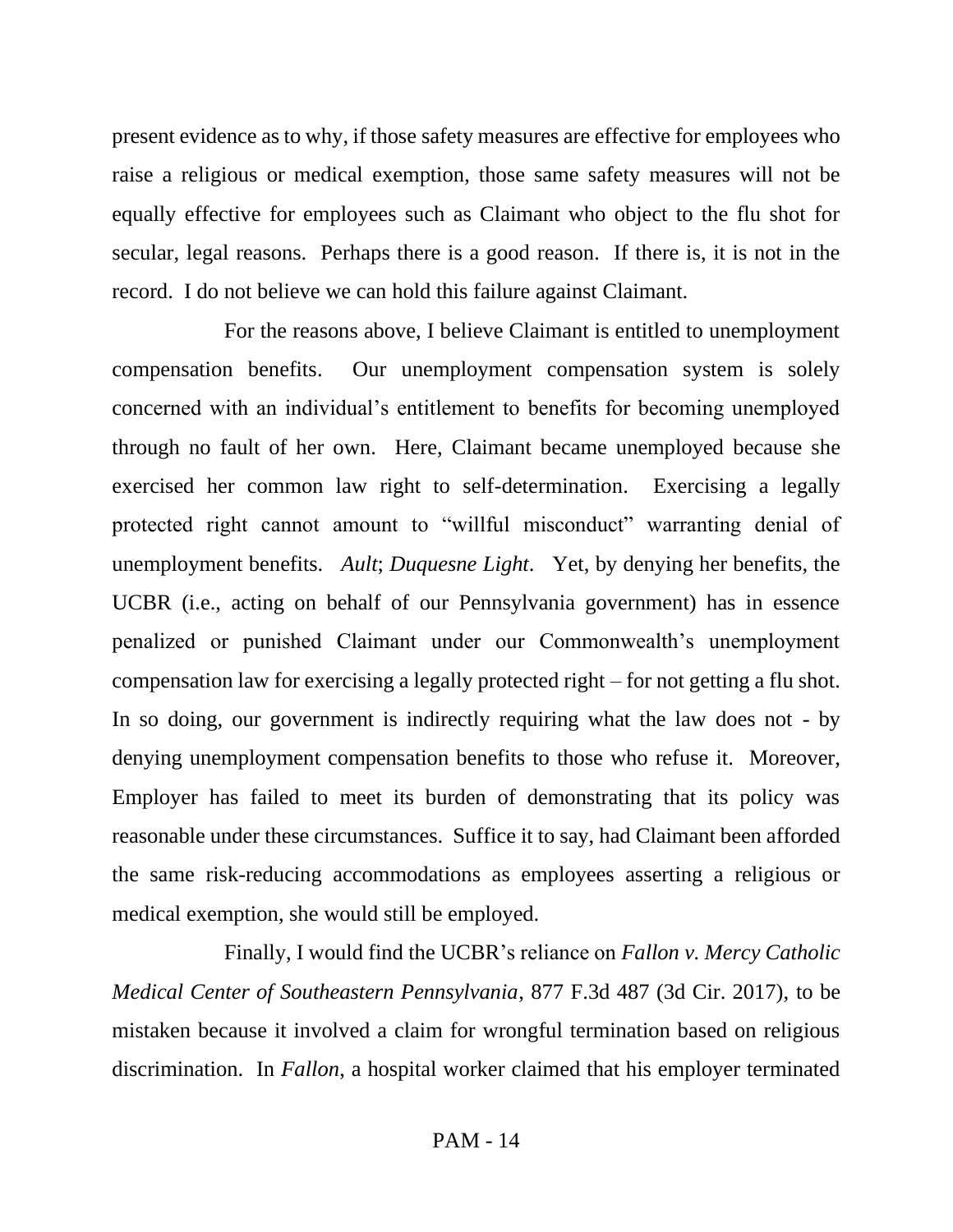present evidence as to why, if those safety measures are effective for employees who raise a religious or medical exemption, those same safety measures will not be equally effective for employees such as Claimant who object to the flu shot for secular, legal reasons. Perhaps there is a good reason. If there is, it is not in the record. I do not believe we can hold this failure against Claimant.

For the reasons above, I believe Claimant is entitled to unemployment compensation benefits. Our unemployment compensation system is solely concerned with an individual's entitlement to benefits for becoming unemployed through no fault of her own. Here, Claimant became unemployed because she exercised her common law right to self-determination. Exercising a legally protected right cannot amount to "willful misconduct" warranting denial of unemployment benefits. *Ault*; *Duquesne Light*. Yet, by denying her benefits, the UCBR (i.e., acting on behalf of our Pennsylvania government) has in essence penalized or punished Claimant under our Commonwealth's unemployment compensation law for exercising a legally protected right – for not getting a flu shot. In so doing, our government is indirectly requiring what the law does not - by denying unemployment compensation benefits to those who refuse it. Moreover, Employer has failed to meet its burden of demonstrating that its policy was reasonable under these circumstances. Suffice it to say, had Claimant been afforded the same risk-reducing accommodations as employees asserting a religious or medical exemption, she would still be employed.

Finally, I would find the UCBR's reliance on *Fallon v. Mercy Catholic Medical Center of Southeastern Pennsylvania*, 877 F.3d 487 (3d Cir. 2017), to be mistaken because it involved a claim for wrongful termination based on religious discrimination. In *Fallon*, a hospital worker claimed that his employer terminated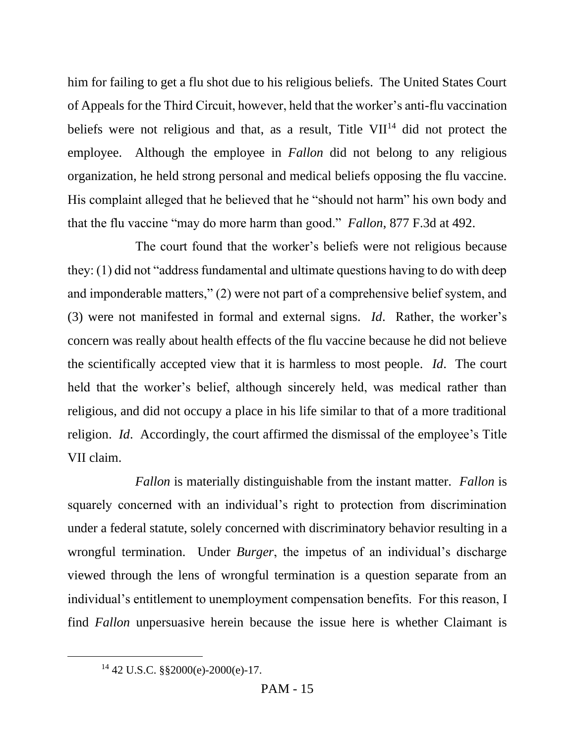him for failing to get a flu shot due to his religious beliefs. The United States Court of Appeals for the Third Circuit, however, held that the worker's anti-flu vaccination beliefs were not religious and that, as a result, Title VII[14] did not protect the employee. Although the employee in *Fallon* did not belong to any religious organization, he held strong personal and medical beliefs opposing the flu vaccine. His complaint alleged that he believed that he "should not harm" his own body and that the flu vaccine "may do more harm than good." *Fallon*, 877 F.3d at 492.

The court found that the worker's beliefs were not religious because they: (1) did not "address fundamental and ultimate questions having to do with deep and imponderable matters," (2) were not part of a comprehensive belief system, and (3) were not manifested in formal and external signs. *Id*. Rather, the worker's concern was really about health effects of the flu vaccine because he did not believe the scientifically accepted view that it is harmless to most people. *Id*. The court held that the worker's belief, although sincerely held, was medical rather than religious, and did not occupy a place in his life similar to that of a more traditional religion. *Id*. Accordingly, the court affirmed the dismissal of the employee's Title VII claim.

*Fallon* is materially distinguishable from the instant matter. *Fallon* is squarely concerned with an individual's right to protection from discrimination under a federal statute, solely concerned with discriminatory behavior resulting in a wrongful termination. Under *Burger*, the impetus of an individual's discharge viewed through the lens of wrongful termination is a question separate from an individual's entitlement to unemployment compensation benefits. For this reason, I find *Fallon* unpersuasive herein because the issue here is whether Claimant is

---

[14] 42 U.S.C. §§2000(e)-2000(e)-17.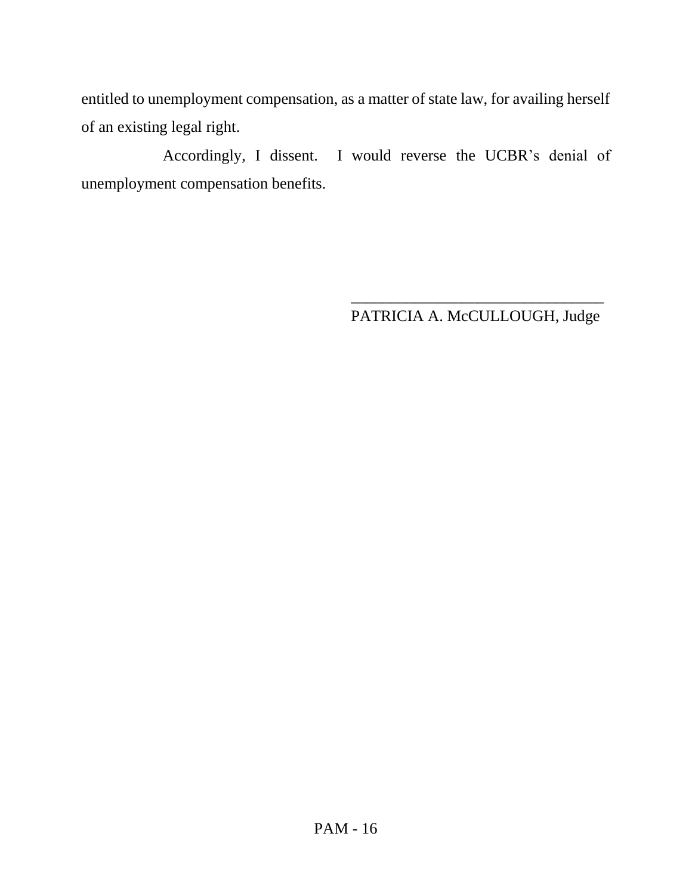entitled to unemployment compensation, as a matter of state law, for availing herself of an existing legal right.

Accordingly, I dissent. I would reverse the UCBR's denial of unemployment compensation benefits.

\_\_\_\_\_\_\_\_\_\_\_\_\_\_\_\_\_\_\_\_\_\_\_\_\_\_\_\_\_\_\_\_\_\_

PATRICIA A. McCULLOUGH, Judge